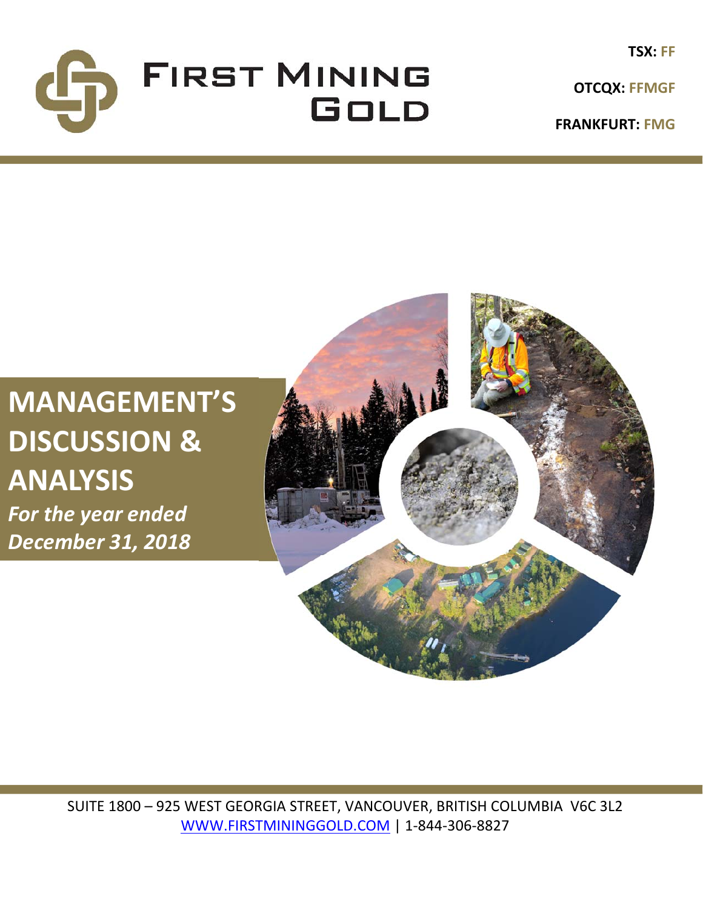# FIRST MINING GOLD

**TSX: FF**

**OTCQX: FFMGF**

**FRANKFURT: FMG**

# MANAGEMENT'S DISCUSSION & ANALYSIS

***For the year ended December 31, 2018***

SUITE 1800 – 925 WEST GEORGIA STREET, VANCOUVER, BRITISH COLUMBIA V6C 3L2

WWW.FIRSTMININGGOLD.COM | 1-844-306-8827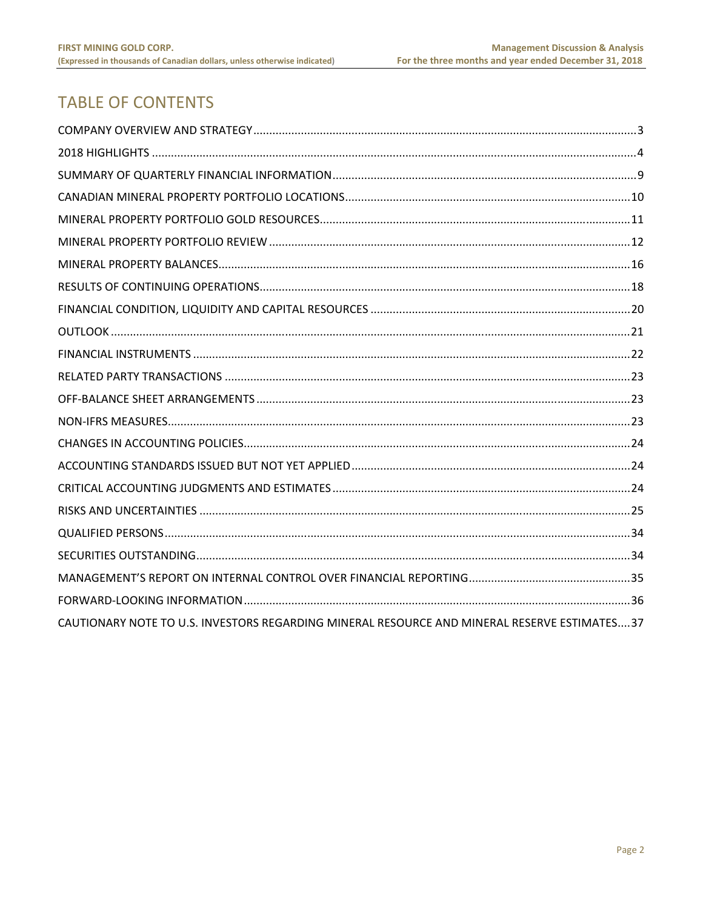# TABLE OF CONTENTS

COMPANY OVERVIEW AND STRATEGY....3
2018 HIGHLIGHTS....4
SUMMARY OF QUARTERLY FINANCIAL INFORMATION....9
CANADIAN MINERAL PROPERTY PORTFOLIO LOCATIONS....10
MINERAL PROPERTY PORTFOLIO GOLD RESOURCES....11
MINERAL PROPERTY PORTFOLIO REVIEW....12
MINERAL PROPERTY BALANCES....16
RESULTS OF CONTINUING OPERATIONS....18
FINANCIAL CONDITION, LIQUIDITY AND CAPITAL RESOURCES....20
OUTLOOK....21
FINANCIAL INSTRUMENTS....22
RELATED PARTY TRANSACTIONS....23
OFF-BALANCE SHEET ARRANGEMENTS....23
NON-IFRS MEASURES....23
CHANGES IN ACCOUNTING POLICIES....24
ACCOUNTING STANDARDS ISSUED BUT NOT YET APPLIED....24
CRITICAL ACCOUNTING JUDGMENTS AND ESTIMATES....24
RISKS AND UNCERTAINTIES....25
QUALIFIED PERSONS....34
SECURITIES OUTSTANDING....34
MANAGEMENT'S REPORT ON INTERNAL CONTROL OVER FINANCIAL REPORTING....35
FORWARD-LOOKING INFORMATION....36
CAUTIONARY NOTE TO U.S. INVESTORS REGARDING MINERAL RESOURCE AND MINERAL RESERVE ESTIMATES....37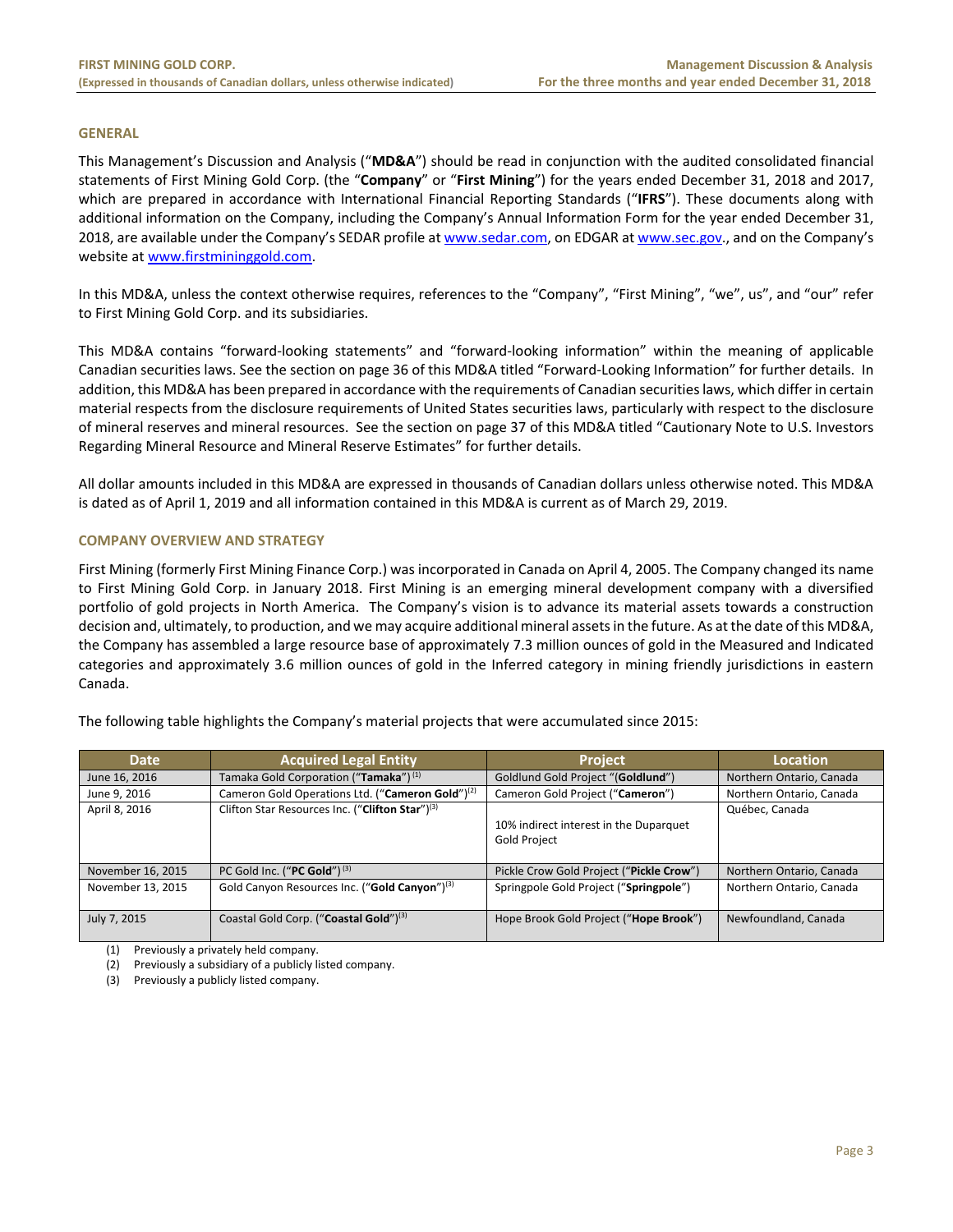## GENERAL

This Management's Discussion and Analysis ("**MD&A**") should be read in conjunction with the audited consolidated financial statements of First Mining Gold Corp. (the "**Company**" or "**First Mining**") for the years ended December 31, 2018 and 2017, which are prepared in accordance with International Financial Reporting Standards ("**IFRS**"). These documents along with additional information on the Company, including the Company's Annual Information Form for the year ended December 31, 2018, are available under the Company's SEDAR profile at www.sedar.com, on EDGAR at www.sec.gov., and on the Company's website at www.firstmininggold.com.

In this MD&A, unless the context otherwise requires, references to the "Company", "First Mining", "we", us", and "our" refer to First Mining Gold Corp. and its subsidiaries.

This MD&A contains "forward-looking statements" and "forward-looking information" within the meaning of applicable Canadian securities laws. See the section on page 36 of this MD&A titled "Forward-Looking Information" for further details. In addition, this MD&A has been prepared in accordance with the requirements of Canadian securities laws, which differ in certain material respects from the disclosure requirements of United States securities laws, particularly with respect to the disclosure of mineral reserves and mineral resources. See the section on page 37 of this MD&A titled "Cautionary Note to U.S. Investors Regarding Mineral Resource and Mineral Reserve Estimates" for further details.

All dollar amounts included in this MD&A are expressed in thousands of Canadian dollars unless otherwise noted. This MD&A is dated as of April 1, 2019 and all information contained in this MD&A is current as of March 29, 2019.

## COMPANY OVERVIEW AND STRATEGY

First Mining (formerly First Mining Finance Corp.) was incorporated in Canada on April 4, 2005. The Company changed its name to First Mining Gold Corp. in January 2018. First Mining is an emerging mineral development company with a diversified portfolio of gold projects in North America. The Company's vision is to advance its material assets towards a construction decision and, ultimately, to production, and we may acquire additional mineral assets in the future. As at the date of this MD&A, the Company has assembled a large resource base of approximately 7.3 million ounces of gold in the Measured and Indicated categories and approximately 3.6 million ounces of gold in the Inferred category in mining friendly jurisdictions in eastern Canada.

The following table highlights the Company's material projects that were accumulated since 2015:

| Date | Acquired Legal Entity | Project | Location |
|---|---|---|---|
| June 16, 2016 | Tamaka Gold Corporation ("**Tamaka**") [(1)] | Goldlund Gold Project "(**Goldlund**") | Northern Ontario, Canada |
| June 9, 2016 | Cameron Gold Operations Ltd. ("**Cameron Gold**") [(2)] | Cameron Gold Project ("**Cameron**") | Northern Ontario, Canada |
| April 8, 2016 | Clifton Star Resources Inc. ("**Clifton Star**") [(3)] | 10% indirect interest in the Duparquet Gold Project | Québec, Canada |
| November 16, 2015 | PC Gold Inc. ("**PC Gold**") [(3)] | Pickle Crow Gold Project ("**Pickle Crow**") | Northern Ontario, Canada |
| November 13, 2015 | Gold Canyon Resources Inc. ("**Gold Canyon**") [(3)] | Springpole Gold Project ("**Springpole**") | Northern Ontario, Canada |
| July 7, 2015 | Coastal Gold Corp. ("**Coastal Gold**") [(3)] | Hope Brook Gold Project ("**Hope Brook**") | Newfoundland, Canada |

(1) Previously a privately held company.
(2) Previously a subsidiary of a publicly listed company.
(3) Previously a publicly listed company.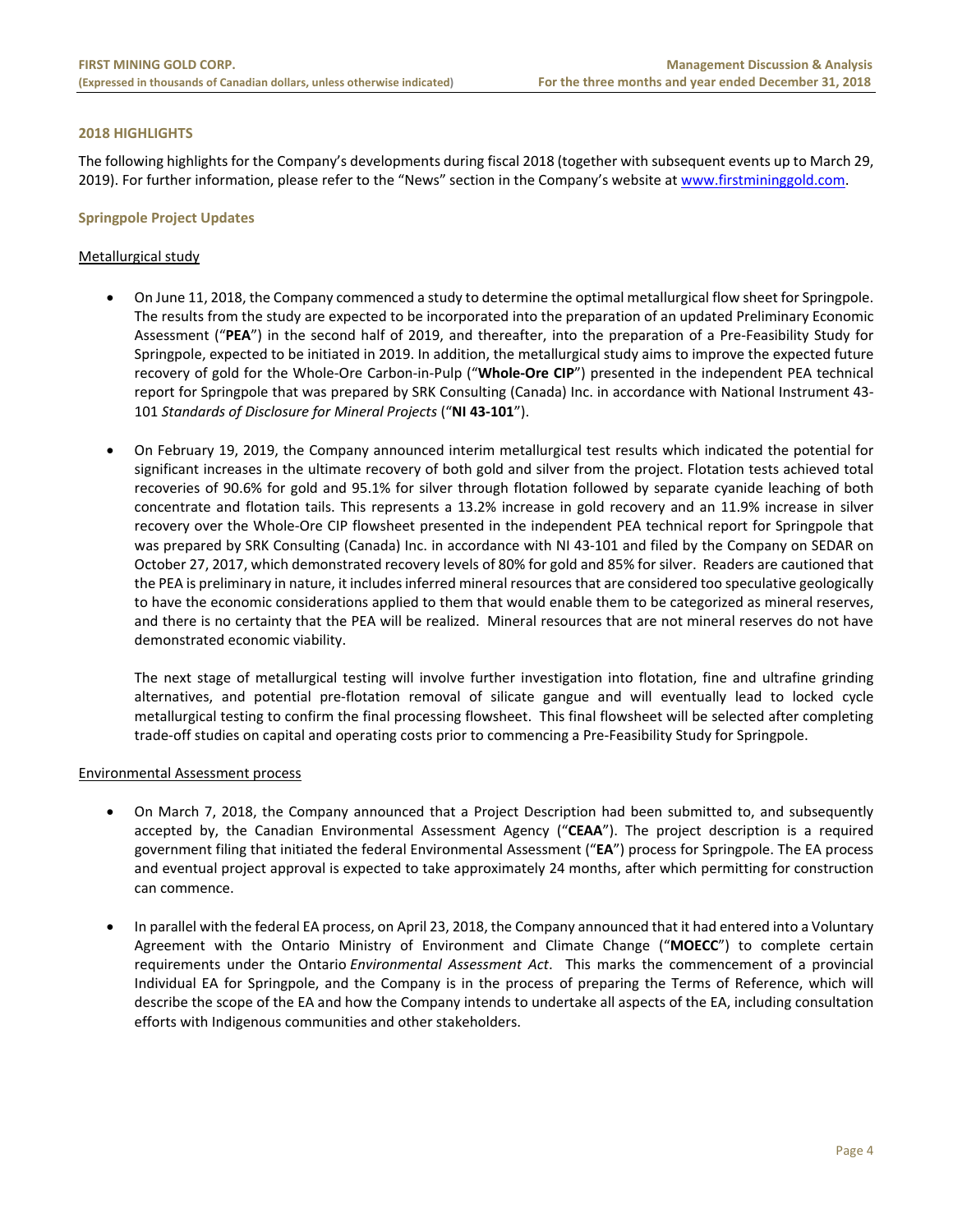## 2018 HIGHLIGHTS

The following highlights for the Company's developments during fiscal 2018 (together with subsequent events up to March 29, 2019). For further information, please refer to the "News" section in the Company's website at www.firstmininggold.com.

### Springpole Project Updates

Metallurgical study

- On June 11, 2018, the Company commenced a study to determine the optimal metallurgical flow sheet for Springpole. The results from the study are expected to be incorporated into the preparation of an updated Preliminary Economic Assessment ("**PEA**") in the second half of 2019, and thereafter, into the preparation of a Pre-Feasibility Study for Springpole, expected to be initiated in 2019. In addition, the metallurgical study aims to improve the expected future recovery of gold for the Whole-Ore Carbon-in-Pulp ("**Whole-Ore CIP**") presented in the independent PEA technical report for Springpole that was prepared by SRK Consulting (Canada) Inc. in accordance with National Instrument 43-101 *Standards of Disclosure for Mineral Projects* ("**NI 43-101**").

- On February 19, 2019, the Company announced interim metallurgical test results which indicated the potential for significant increases in the ultimate recovery of both gold and silver from the project. Flotation tests achieved total recoveries of 90.6% for gold and 95.1% for silver through flotation followed by separate cyanide leaching of both concentrate and flotation tails. This represents a 13.2% increase in gold recovery and an 11.9% increase in silver recovery over the Whole-Ore CIP flowsheet presented in the independent PEA technical report for Springpole that was prepared by SRK Consulting (Canada) Inc. in accordance with NI 43-101 and filed by the Company on SEDAR on October 27, 2017, which demonstrated recovery levels of 80% for gold and 85% for silver. Readers are cautioned that the PEA is preliminary in nature, it includes inferred mineral resources that are considered too speculative geologically to have the economic considerations applied to them that would enable them to be categorized as mineral reserves, and there is no certainty that the PEA will be realized. Mineral resources that are not mineral reserves do not have demonstrated economic viability.

  The next stage of metallurgical testing will involve further investigation into flotation, fine and ultrafine grinding alternatives, and potential pre-flotation removal of silicate gangue and will eventually lead to locked cycle metallurgical testing to confirm the final processing flowsheet. This final flowsheet will be selected after completing trade-off studies on capital and operating costs prior to commencing a Pre-Feasibility Study for Springpole.

Environmental Assessment process

- On March 7, 2018, the Company announced that a Project Description had been submitted to, and subsequently accepted by, the Canadian Environmental Assessment Agency ("**CEAA**"). The project description is a required government filing that initiated the federal Environmental Assessment ("**EA**") process for Springpole. The EA process and eventual project approval is expected to take approximately 24 months, after which permitting for construction can commence.

- In parallel with the federal EA process, on April 23, 2018, the Company announced that it had entered into a Voluntary Agreement with the Ontario Ministry of Environment and Climate Change ("**MOECC**") to complete certain requirements under the Ontario *Environmental Assessment Act*. This marks the commencement of a provincial Individual EA for Springpole, and the Company is in the process of preparing the Terms of Reference, which will describe the scope of the EA and how the Company intends to undertake all aspects of the EA, including consultation efforts with Indigenous communities and other stakeholders.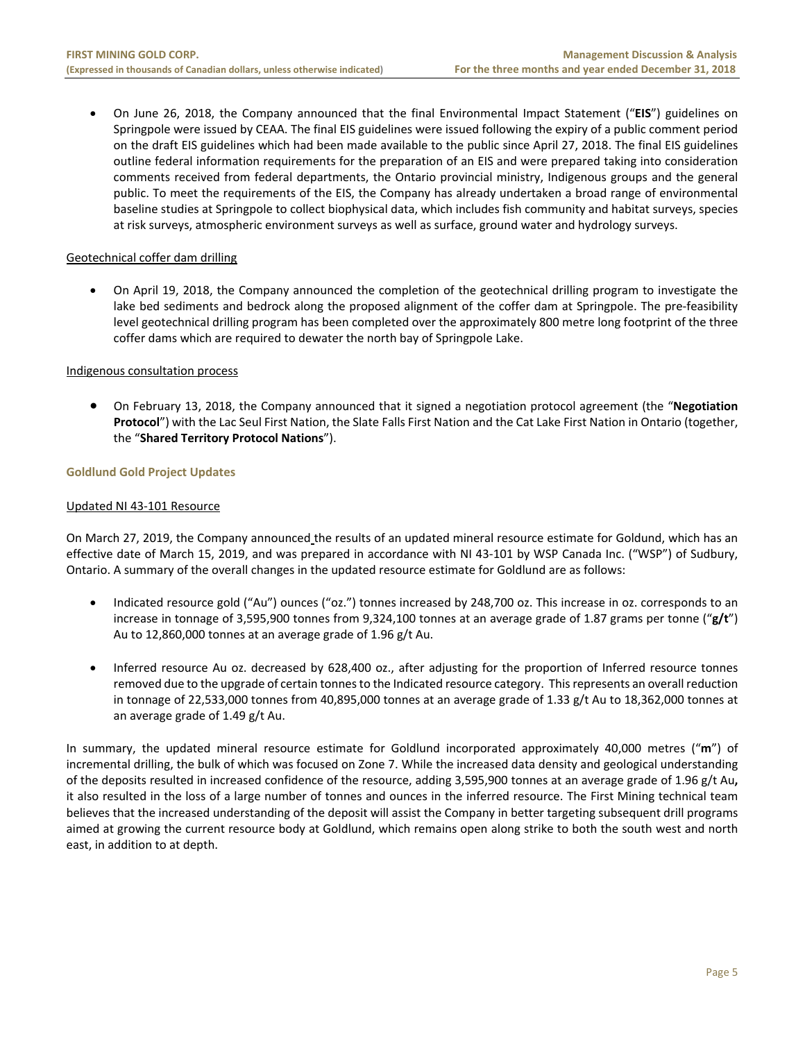- On June 26, 2018, the Company announced that the final Environmental Impact Statement ("**EIS**") guidelines on Springpole were issued by CEAA. The final EIS guidelines were issued following the expiry of a public comment period on the draft EIS guidelines which had been made available to the public since April 27, 2018. The final EIS guidelines outline federal information requirements for the preparation of an EIS and were prepared taking into consideration comments received from federal departments, the Ontario provincial ministry, Indigenous groups and the general public. To meet the requirements of the EIS, the Company has already undertaken a broad range of environmental baseline studies at Springpole to collect biophysical data, which includes fish community and habitat surveys, species at risk surveys, atmospheric environment surveys as well as surface, ground water and hydrology surveys.

Geotechnical coffer dam drilling

- On April 19, 2018, the Company announced the completion of the geotechnical drilling program to investigate the lake bed sediments and bedrock along the proposed alignment of the coffer dam at Springpole. The pre-feasibility level geotechnical drilling program has been completed over the approximately 800 metre long footprint of the three coffer dams which are required to dewater the north bay of Springpole Lake.

Indigenous consultation process

- On February 13, 2018, the Company announced that it signed a negotiation protocol agreement (the "**Negotiation Protocol**") with the Lac Seul First Nation, the Slate Falls First Nation and the Cat Lake First Nation in Ontario (together, the "**Shared Territory Protocol Nations**").

### Goldlund Gold Project Updates

Updated NI 43-101 Resource

On March 27, 2019, the Company announced the results of an updated mineral resource estimate for Goldund, which has an effective date of March 15, 2019, and was prepared in accordance with NI 43-101 by WSP Canada Inc. ("WSP") of Sudbury, Ontario. A summary of the overall changes in the updated resource estimate for Goldlund are as follows:

- Indicated resource gold ("Au") ounces ("oz.") tonnes increased by 248,700 oz. This increase in oz. corresponds to an increase in tonnage of 3,595,900 tonnes from 9,324,100 tonnes at an average grade of 1.87 grams per tonne ("**g/t**") Au to 12,860,000 tonnes at an average grade of 1.96 g/t Au.

- Inferred resource Au oz. decreased by 628,400 oz., after adjusting for the proportion of Inferred resource tonnes removed due to the upgrade of certain tonnes to the Indicated resource category. This represents an overall reduction in tonnage of 22,533,000 tonnes from 40,895,000 tonnes at an average grade of 1.33 g/t Au to 18,362,000 tonnes at an average grade of 1.49 g/t Au.

In summary, the updated mineral resource estimate for Goldlund incorporated approximately 40,000 metres ("**m**") of incremental drilling, the bulk of which was focused on Zone 7. While the increased data density and geological understanding of the deposits resulted in increased confidence of the resource, adding 3,595,900 tonnes at an average grade of 1.96 g/t Au**,** it also resulted in the loss of a large number of tonnes and ounces in the inferred resource. The First Mining technical team believes that the increased understanding of the deposit will assist the Company in better targeting subsequent drill programs aimed at growing the current resource body at Goldlund, which remains open along strike to both the south west and north east, in addition to at depth.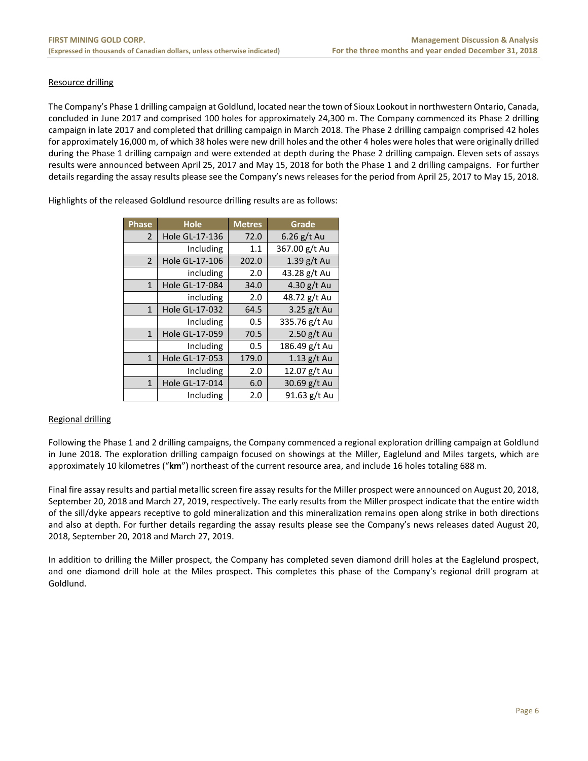Resource drilling

The Company's Phase 1 drilling campaign at Goldlund, located near the town of Sioux Lookout in northwestern Ontario, Canada, concluded in June 2017 and comprised 100 holes for approximately 24,300 m. The Company commenced its Phase 2 drilling campaign in late 2017 and completed that drilling campaign in March 2018. The Phase 2 drilling campaign comprised 42 holes for approximately 16,000 m, of which 38 holes were new drill holes and the other 4 holes were holes that were originally drilled during the Phase 1 drilling campaign and were extended at depth during the Phase 2 drilling campaign. Eleven sets of assays results were announced between April 25, 2017 and May 15, 2018 for both the Phase 1 and 2 drilling campaigns. For further details regarding the assay results please see the Company's news releases for the period from April 25, 2017 to May 15, 2018.

Highlights of the released Goldlund resource drilling results are as follows:

| Phase | Hole | Metres | Grade |
|---|---|---|---|
| 2 | Hole GL-17-136 | 72.0 | 6.26 g/t Au |
| | Including | 1.1 | 367.00 g/t Au |
| 2 | Hole GL-17-106 | 202.0 | 1.39 g/t Au |
| | including | 2.0 | 43.28 g/t Au |
| 1 | Hole GL-17-084 | 34.0 | 4.30 g/t Au |
| | including | 2.0 | 48.72 g/t Au |
| 1 | Hole GL-17-032 | 64.5 | 3.25 g/t Au |
| | Including | 0.5 | 335.76 g/t Au |
| 1 | Hole GL-17-059 | 70.5 | 2.50 g/t Au |
| | Including | 0.5 | 186.49 g/t Au |
| 1 | Hole GL-17-053 | 179.0 | 1.13 g/t Au |
| | Including | 2.0 | 12.07 g/t Au |
| 1 | Hole GL-17-014 | 6.0 | 30.69 g/t Au |
| | Including | 2.0 | 91.63 g/t Au |

Regional drilling

Following the Phase 1 and 2 drilling campaigns, the Company commenced a regional exploration drilling campaign at Goldlund in June 2018. The exploration drilling campaign focused on showings at the Miller, Eaglelund and Miles targets, which are approximately 10 kilometres ("**km**") northeast of the current resource area, and include 16 holes totaling 688 m.

Final fire assay results and partial metallic screen fire assay results for the Miller prospect were announced on August 20, 2018, September 20, 2018 and March 27, 2019, respectively. The early results from the Miller prospect indicate that the entire width of the sill/dyke appears receptive to gold mineralization and this mineralization remains open along strike in both directions and also at depth. For further details regarding the assay results please see the Company's news releases dated August 20, 2018, September 20, 2018 and March 27, 2019.

In addition to drilling the Miller prospect, the Company has completed seven diamond drill holes at the Eaglelund prospect, and one diamond drill hole at the Miles prospect. This completes this phase of the Company's regional drill program at Goldlund.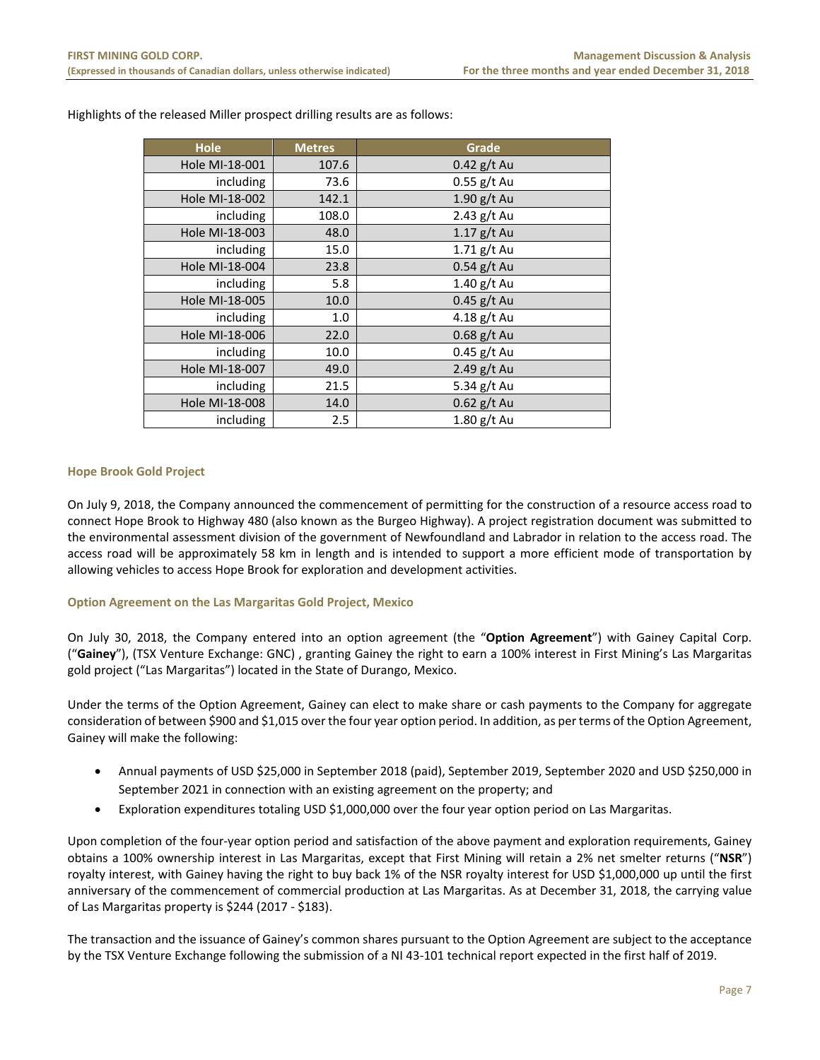Highlights of the released Miller prospect drilling results are as follows:

| Hole | Metres | Grade |
|---|---|---|
| Hole MI-18-001 | 107.6 | 0.42 g/t Au |
| including | 73.6 | 0.55 g/t Au |
| Hole MI-18-002 | 142.1 | 1.90 g/t Au |
| including | 108.0 | 2.43 g/t Au |
| Hole MI-18-003 | 48.0 | 1.17 g/t Au |
| including | 15.0 | 1.71 g/t Au |
| Hole MI-18-004 | 23.8 | 0.54 g/t Au |
| including | 5.8 | 1.40 g/t Au |
| Hole MI-18-005 | 10.0 | 0.45 g/t Au |
| including | 1.0 | 4.18 g/t Au |
| Hole MI-18-006 | 22.0 | 0.68 g/t Au |
| including | 10.0 | 0.45 g/t Au |
| Hole MI-18-007 | 49.0 | 2.49 g/t Au |
| including | 21.5 | 5.34 g/t Au |
| Hole MI-18-008 | 14.0 | 0.62 g/t Au |
| including | 2.5 | 1.80 g/t Au |

### Hope Brook Gold Project

On July 9, 2018, the Company announced the commencement of permitting for the construction of a resource access road to connect Hope Brook to Highway 480 (also known as the Burgeo Highway). A project registration document was submitted to the environmental assessment division of the government of Newfoundland and Labrador in relation to the access road. The access road will be approximately 58 km in length and is intended to support a more efficient mode of transportation by allowing vehicles to access Hope Brook for exploration and development activities.

### Option Agreement on the Las Margaritas Gold Project, Mexico

On July 30, 2018, the Company entered into an option agreement (the "**Option Agreement**") with Gainey Capital Corp. ("**Gainey**"), (TSX Venture Exchange: GNC) , granting Gainey the right to earn a 100% interest in First Mining's Las Margaritas gold project ("Las Margaritas") located in the State of Durango, Mexico.

Under the terms of the Option Agreement, Gainey can elect to make share or cash payments to the Company for aggregate consideration of between $900 and $1,015 over the four year option period. In addition, as per terms of the Option Agreement, Gainey will make the following:

- Annual payments of USD $25,000 in September 2018 (paid), September 2019, September 2020 and USD $250,000 in September 2021 in connection with an existing agreement on the property; and
- Exploration expenditures totaling USD $1,000,000 over the four year option period on Las Margaritas.

Upon completion of the four-year option period and satisfaction of the above payment and exploration requirements, Gainey obtains a 100% ownership interest in Las Margaritas, except that First Mining will retain a 2% net smelter returns ("**NSR**") royalty interest, with Gainey having the right to buy back 1% of the NSR royalty interest for USD $1,000,000 up until the first anniversary of the commencement of commercial production at Las Margaritas. As at December 31, 2018, the carrying value of Las Margaritas property is $244 (2017 - $183).

The transaction and the issuance of Gainey's common shares pursuant to the Option Agreement are subject to the acceptance by the TSX Venture Exchange following the submission of a NI 43-101 technical report expected in the first half of 2019.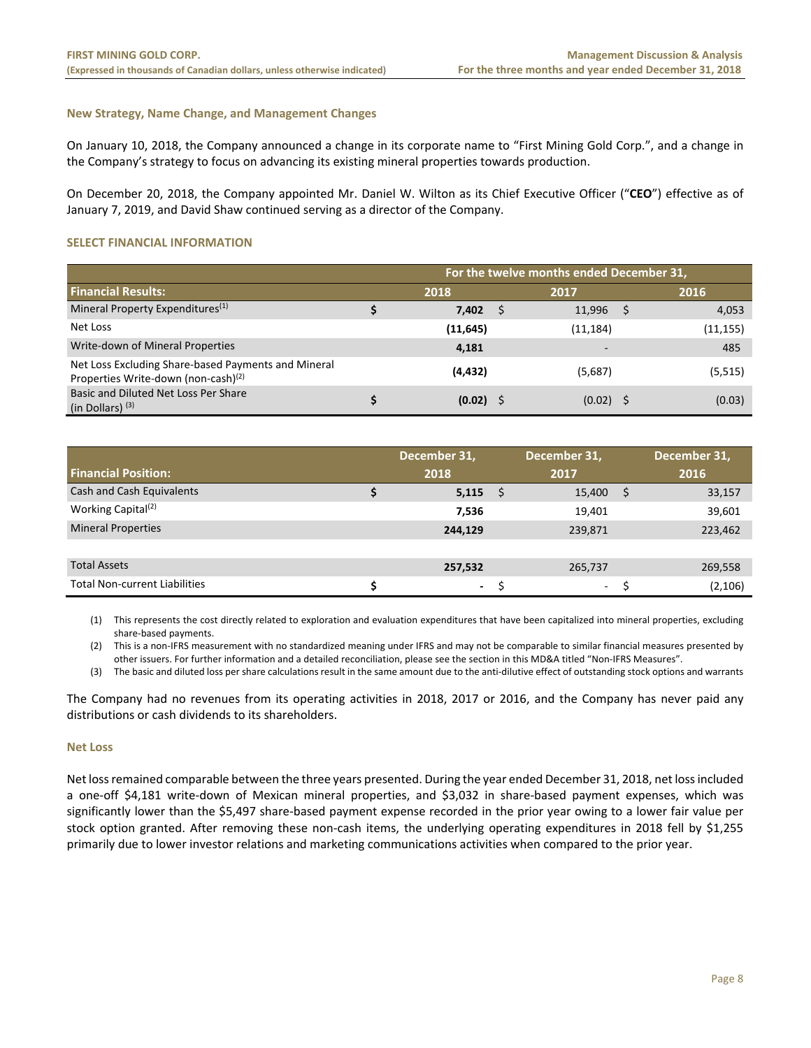### New Strategy, Name Change, and Management Changes

On January 10, 2018, the Company announced a change in its corporate name to "First Mining Gold Corp.", and a change in the Company's strategy to focus on advancing its existing mineral properties towards production.

On December 20, 2018, the Company appointed Mr. Daniel W. Wilton as its Chief Executive Officer ("**CEO**") effective as of January 7, 2019, and David Shaw continued serving as a director of the Company.

### SELECT FINANCIAL INFORMATION

| | For the twelve months ended December 31, | | |
|---|---|---|---|
| **Financial Results:** | **2018** | **2017** | **2016** |
| Mineral Property Expenditures[(1)] | $ **7,402** | $ 11,996 | $ 4,053 |
| Net Loss | **(11,645)** | (11,184) | (11,155) |
| Write-down of Mineral Properties | **4,181** | - | 485 |
| Net Loss Excluding Share-based Payments and Mineral Properties Write-down (non-cash)[(2)] | **(4,432)** | (5,687) | (5,515) |
| Basic and Diluted Net Loss Per Share (in Dollars) [(3)] | $ **(0.02)** | $ (0.02) | $ (0.03) |

| **Financial Position:** | **December 31, 2018** | **December 31, 2017** | **December 31, 2016** |
|---|---|---|---|
| Cash and Cash Equivalents | $ **5,115** | $ 15,400 | $ 33,157 |
| Working Capital[(2)] | **7,536** | 19,401 | 39,601 |
| Mineral Properties | **244,129** | 239,871 | 223,462 |
| Total Assets | **257,532** | 265,737 | 269,558 |
| Total Non-current Liabilities | $ **-** | $ - | $ (2,106) |

(1) This represents the cost directly related to exploration and evaluation expenditures that have been capitalized into mineral properties, excluding share-based payments.

(2) This is a non-IFRS measurement with no standardized meaning under IFRS and may not be comparable to similar financial measures presented by other issuers. For further information and a detailed reconciliation, please see the section in this MD&A titled "Non-IFRS Measures".

(3) The basic and diluted loss per share calculations result in the same amount due to the anti-dilutive effect of outstanding stock options and warrants

The Company had no revenues from its operating activities in 2018, 2017 or 2016, and the Company has never paid any distributions or cash dividends to its shareholders.

### Net Loss

Net loss remained comparable between the three years presented. During the year ended December 31, 2018, net loss included a one-off $4,181 write-down of Mexican mineral properties, and $3,032 in share-based payment expenses, which was significantly lower than the $5,497 share-based payment expense recorded in the prior year owing to a lower fair value per stock option granted. After removing these non-cash items, the underlying operating expenditures in 2018 fell by $1,255 primarily due to lower investor relations and marketing communications activities when compared to the prior year.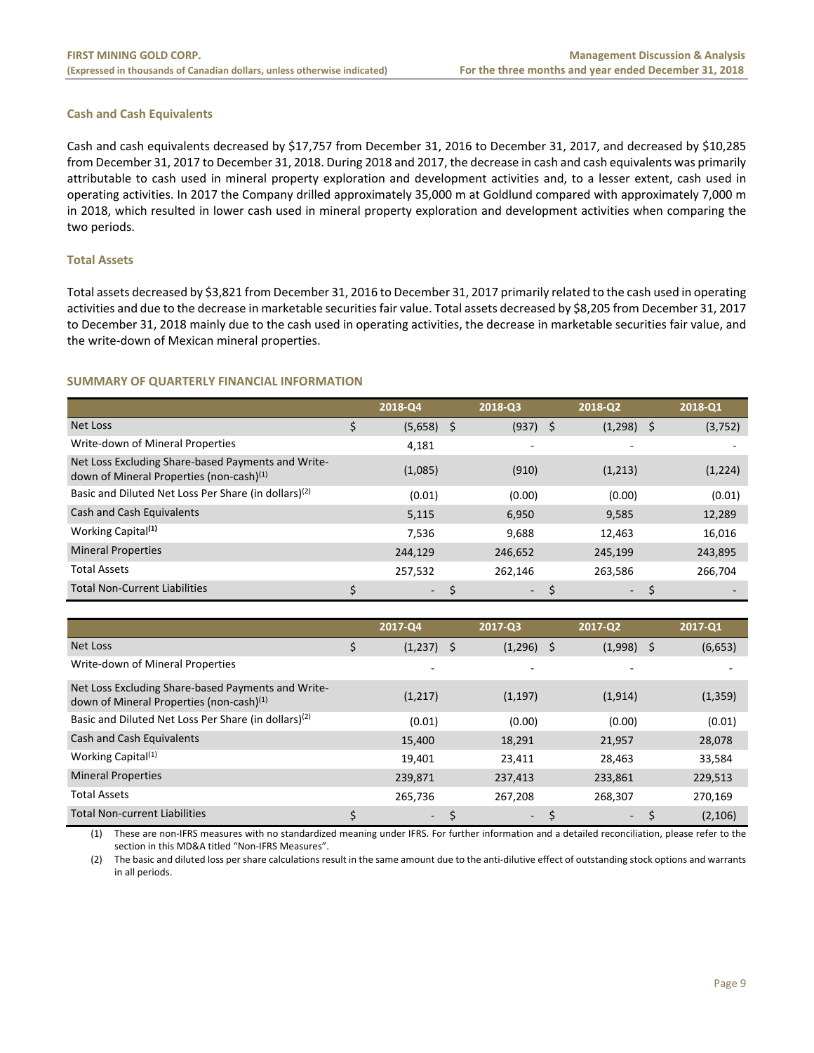### Cash and Cash Equivalents

Cash and cash equivalents decreased by $17,757 from December 31, 2016 to December 31, 2017, and decreased by $10,285 from December 31, 2017 to December 31, 2018. During 2018 and 2017, the decrease in cash and cash equivalents was primarily attributable to cash used in mineral property exploration and development activities and, to a lesser extent, cash used in operating activities. In 2017 the Company drilled approximately 35,000 m at Goldlund compared with approximately 7,000 m in 2018, which resulted in lower cash used in mineral property exploration and development activities when comparing the two periods.

### Total Assets

Total assets decreased by $3,821 from December 31, 2016 to December 31, 2017 primarily related to the cash used in operating activities and due to the decrease in marketable securities fair value. Total assets decreased by $8,205 from December 31, 2017 to December 31, 2018 mainly due to the cash used in operating activities, the decrease in marketable securities fair value, and the write-down of Mexican mineral properties.

## SUMMARY OF QUARTERLY FINANCIAL INFORMATION

| | 2018-Q4 | 2018-Q3 | 2018-Q2 | 2018-Q1 |
|---|---|---|---|---|
| Net Loss | $ (5,658) | $ (937) | $ (1,298) | $ (3,752) |
| Write-down of Mineral Properties | 4,181 | - | - | - |
| Net Loss Excluding Share-based Payments and Write-down of Mineral Properties (non-cash)[1] | (1,085) | (910) | (1,213) | (1,224) |
| Basic and Diluted Net Loss Per Share (in dollars)[2] | (0.01) | (0.00) | (0.00) | (0.01) |
| Cash and Cash Equivalents | 5,115 | 6,950 | 9,585 | 12,289 |
| Working Capital[1] | 7,536 | 9,688 | 12,463 | 16,016 |
| Mineral Properties | 244,129 | 246,652 | 245,199 | 243,895 |
| Total Assets | 257,532 | 262,146 | 263,586 | 266,704 |
| Total Non-Current Liabilities | $ - | $ - | $ - | $ - |

| | 2017-Q4 | 2017-Q3 | 2017-Q2 | 2017-Q1 |
|---|---|---|---|---|
| Net Loss | $ (1,237) | $ (1,296) | $ (1,998) | $ (6,653) |
| Write-down of Mineral Properties | - | - | - | - |
| Net Loss Excluding Share-based Payments and Write-down of Mineral Properties (non-cash)[1] | (1,217) | (1,197) | (1,914) | (1,359) |
| Basic and Diluted Net Loss Per Share (in dollars)[2] | (0.01) | (0.00) | (0.00) | (0.01) |
| Cash and Cash Equivalents | 15,400 | 18,291 | 21,957 | 28,078 |
| Working Capital[1] | 19,401 | 23,411 | 28,463 | 33,584 |
| Mineral Properties | 239,871 | 237,413 | 233,861 | 229,513 |
| Total Assets | 265,736 | 267,208 | 268,307 | 270,169 |
| Total Non-current Liabilities | $ - | $ - | $ - | $ (2,106) |

(1) These are non-IFRS measures with no standardized meaning under IFRS. For further information and a detailed reconciliation, please refer to the section in this MD&A titled "Non-IFRS Measures".

(2) The basic and diluted loss per share calculations result in the same amount due to the anti-dilutive effect of outstanding stock options and warrants in all periods.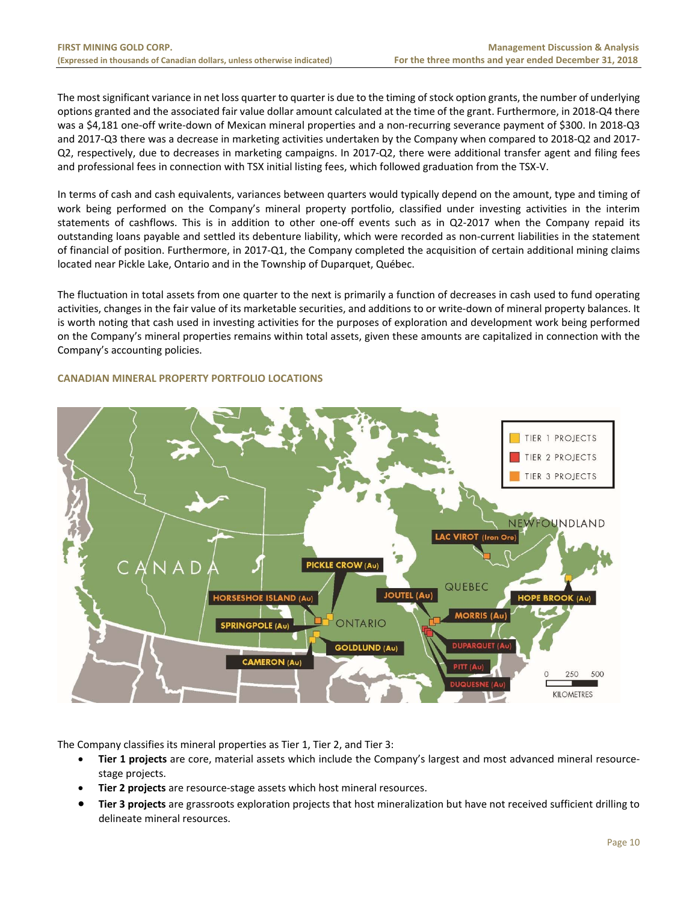The most significant variance in net loss quarter to quarter is due to the timing of stock option grants, the number of underlying options granted and the associated fair value dollar amount calculated at the time of the grant. Furthermore, in 2018-Q4 there was a $4,181 one-off write-down of Mexican mineral properties and a non-recurring severance payment of $300. In 2018-Q3 and 2017-Q3 there was a decrease in marketing activities undertaken by the Company when compared to 2018-Q2 and 2017-Q2, respectively, due to decreases in marketing campaigns. In 2017-Q2, there were additional transfer agent and filing fees and professional fees in connection with TSX initial listing fees, which followed graduation from the TSX-V.

In terms of cash and cash equivalents, variances between quarters would typically depend on the amount, type and timing of work being performed on the Company's mineral property portfolio, classified under investing activities in the interim statements of cashflows. This is in addition to other one-off events such as in Q2-2017 when the Company repaid its outstanding loans payable and settled its debenture liability, which were recorded as non-current liabilities in the statement of financial of position. Furthermore, in 2017-Q1, the Company completed the acquisition of certain additional mining claims located near Pickle Lake, Ontario and in the Township of Duparquet, Québec.

The fluctuation in total assets from one quarter to the next is primarily a function of decreases in cash used to fund operating activities, changes in the fair value of its marketable securities, and additions to or write-down of mineral property balances. It is worth noting that cash used in investing activities for the purposes of exploration and development work being performed on the Company's mineral properties remains within total assets, given these amounts are capitalized in connection with the Company's accounting policies.

## CANADIAN MINERAL PROPERTY PORTFOLIO LOCATIONS

The Company classifies its mineral properties as Tier 1, Tier 2, and Tier 3:

- **Tier 1 projects** are core, material assets which include the Company's largest and most advanced mineral resource-stage projects.
- **Tier 2 projects** are resource-stage assets which host mineral resources.
- **Tier 3 projects** are grassroots exploration projects that host mineralization but have not received sufficient drilling to delineate mineral resources.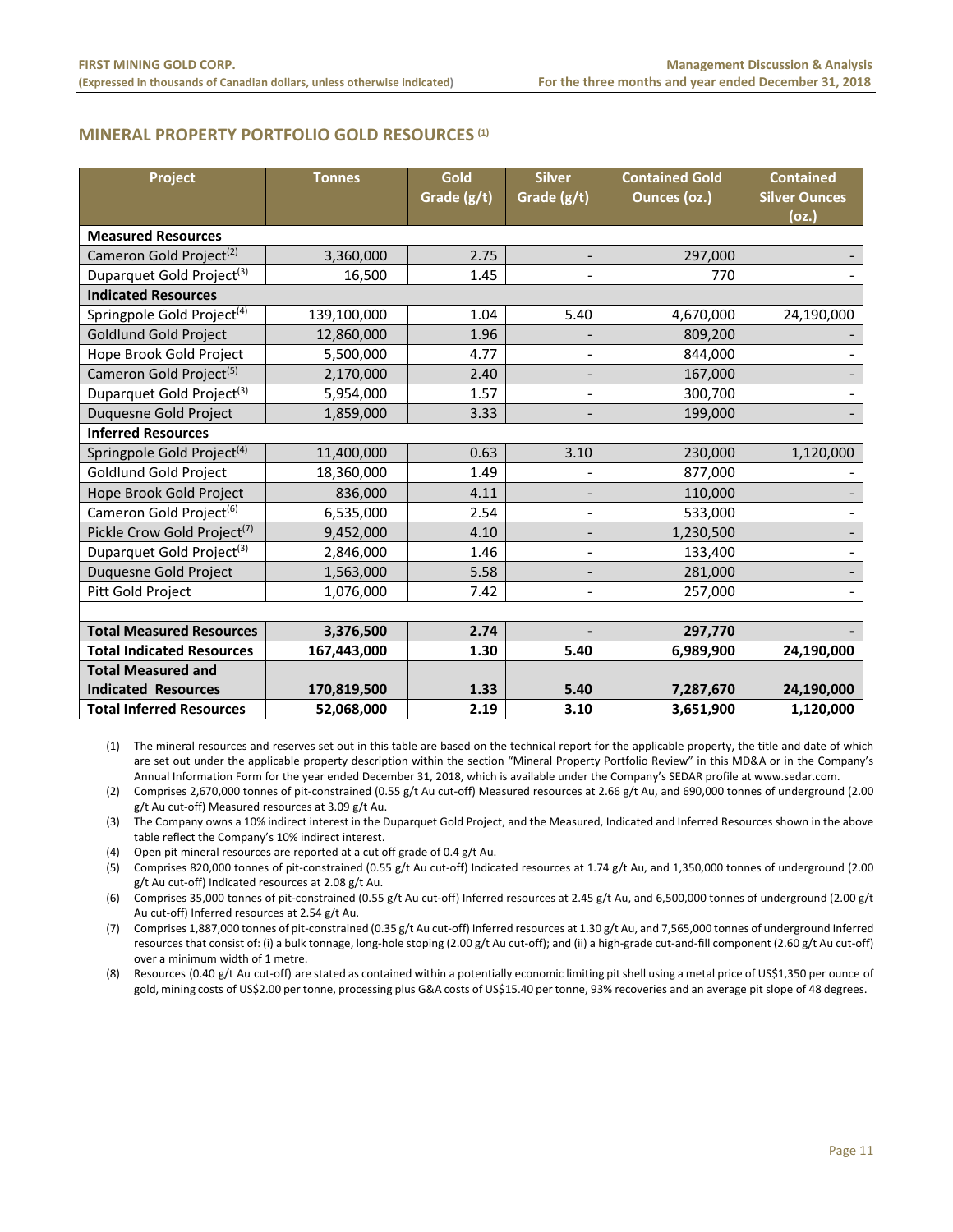## MINERAL PROPERTY PORTFOLIO GOLD RESOURCES (1)

| Project | Tonnes | Gold Grade (g/t) | Silver Grade (g/t) | Contained Gold Ounces (oz.) | Contained Silver Ounces (oz.) |
|---|---|---|---|---|---|
| **Measured Resources** | | | | | |
| Cameron Gold Project(2) | 3,360,000 | 2.75 | - | 297,000 | - |
| Duparquet Gold Project(3) | 16,500 | 1.45 | - | 770 | - |
| **Indicated Resources** | | | | | |
| Springpole Gold Project(4) | 139,100,000 | 1.04 | 5.40 | 4,670,000 | 24,190,000 |
| Goldlund Gold Project | 12,860,000 | 1.96 | - | 809,200 | - |
| Hope Brook Gold Project | 5,500,000 | 4.77 | - | 844,000 | - |
| Cameron Gold Project(5) | 2,170,000 | 2.40 | - | 167,000 | - |
| Duparquet Gold Project(3) | 5,954,000 | 1.57 | - | 300,700 | - |
| Duquesne Gold Project | 1,859,000 | 3.33 | - | 199,000 | - |
| **Inferred Resources** | | | | | |
| Springpole Gold Project(4) | 11,400,000 | 0.63 | 3.10 | 230,000 | 1,120,000 |
| Goldlund Gold Project | 18,360,000 | 1.49 | - | 877,000 | - |
| Hope Brook Gold Project | 836,000 | 4.11 | - | 110,000 | - |
| Cameron Gold Project(6) | 6,535,000 | 2.54 | - | 533,000 | - |
| Pickle Crow Gold Project(7) | 9,452,000 | 4.10 | - | 1,230,500 | - |
| Duparquet Gold Project(3) | 2,846,000 | 1.46 | - | 133,400 | - |
| Duquesne Gold Project | 1,563,000 | 5.58 | - | 281,000 | - |
| Pitt Gold Project | 1,076,000 | 7.42 | - | 257,000 | - |
| | | | | | |
| **Total Measured Resources** | **3,376,500** | **2.74** | **-** | **297,770** | **-** |
| **Total Indicated Resources** | **167,443,000** | **1.30** | **5.40** | **6,989,900** | **24,190,000** |
| **Total Measured and Indicated Resources** | **170,819,500** | **1.33** | **5.40** | **7,287,670** | **24,190,000** |
| **Total Inferred Resources** | **52,068,000** | **2.19** | **3.10** | **3,651,900** | **1,120,000** |

(1) The mineral resources and reserves set out in this table are based on the technical report for the applicable property, the title and date of which are set out under the applicable property description within the section "Mineral Property Portfolio Review" in this MD&A or in the Company's Annual Information Form for the year ended December 31, 2018, which is available under the Company's SEDAR profile at www.sedar.com.

(2) Comprises 2,670,000 tonnes of pit-constrained (0.55 g/t Au cut-off) Measured resources at 2.66 g/t Au, and 690,000 tonnes of underground (2.00 g/t Au cut-off) Measured resources at 3.09 g/t Au.

(3) The Company owns a 10% indirect interest in the Duparquet Gold Project, and the Measured, Indicated and Inferred Resources shown in the above table reflect the Company's 10% indirect interest.

(4) Open pit mineral resources are reported at a cut off grade of 0.4 g/t Au.

(5) Comprises 820,000 tonnes of pit-constrained (0.55 g/t Au cut-off) Indicated resources at 1.74 g/t Au, and 1,350,000 tonnes of underground (2.00 g/t Au cut-off) Indicated resources at 2.08 g/t Au.

(6) Comprises 35,000 tonnes of pit-constrained (0.55 g/t Au cut-off) Inferred resources at 2.45 g/t Au, and 6,500,000 tonnes of underground (2.00 g/t Au cut-off) Inferred resources at 2.54 g/t Au.

(7) Comprises 1,887,000 tonnes of pit-constrained (0.35 g/t Au cut-off) Inferred resources at 1.30 g/t Au, and 7,565,000 tonnes of underground Inferred resources that consist of: (i) a bulk tonnage, long-hole stoping (2.00 g/t Au cut-off); and (ii) a high-grade cut-and-fill component (2.60 g/t Au cut-off) over a minimum width of 1 metre.

(8) Resources (0.40 g/t Au cut-off) are stated as contained within a potentially economic limiting pit shell using a metal price of US$1,350 per ounce of gold, mining costs of US$2.00 per tonne, processing plus G&A costs of US$15.40 per tonne, 93% recoveries and an average pit slope of 48 degrees.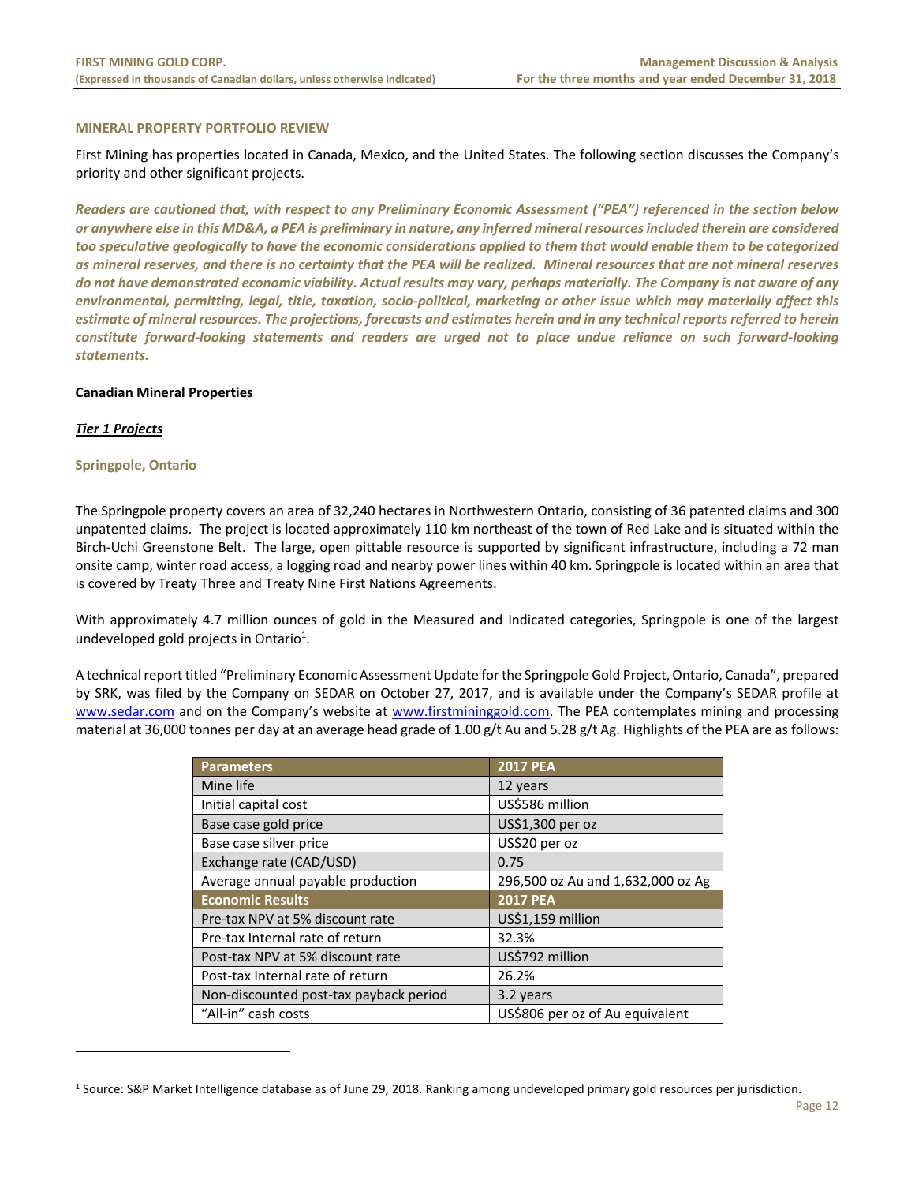## MINERAL PROPERTY PORTFOLIO REVIEW

First Mining has properties located in Canada, Mexico, and the United States. The following section discusses the Company's priority and other significant projects.

***Readers are cautioned that, with respect to any Preliminary Economic Assessment ("PEA") referenced in the section below or anywhere else in this MD&A, a PEA is preliminary in nature, any inferred mineral resources included therein are considered too speculative geologically to have the economic considerations applied to them that would enable them to be categorized as mineral reserves, and there is no certainty that the PEA will be realized. Mineral resources that are not mineral reserves do not have demonstrated economic viability. Actual results may vary, perhaps materially. The Company is not aware of any environmental, permitting, legal, title, taxation, socio-political, marketing or other issue which may materially affect this estimate of mineral resources. The projections, forecasts and estimates herein and in any technical reports referred to herein constitute forward-looking statements and readers are urged not to place undue reliance on such forward-looking statements.***

### Canadian Mineral Properties

#### *Tier 1 Projects*

#### Springpole, Ontario

The Springpole property covers an area of 32,240 hectares in Northwestern Ontario, consisting of 36 patented claims and 300 unpatented claims. The project is located approximately 110 km northeast of the town of Red Lake and is situated within the Birch-Uchi Greenstone Belt. The large, open pittable resource is supported by significant infrastructure, including a 72 man onsite camp, winter road access, a logging road and nearby power lines within 40 km. Springpole is located within an area that is covered by Treaty Three and Treaty Nine First Nations Agreements.

With approximately 4.7 million ounces of gold in the Measured and Indicated categories, Springpole is one of the largest undeveloped gold projects in Ontario[1].

A technical report titled "Preliminary Economic Assessment Update for the Springpole Gold Project, Ontario, Canada", prepared by SRK, was filed by the Company on SEDAR on October 27, 2017, and is available under the Company's SEDAR profile at www.sedar.com and on the Company's website at www.firstmininggold.com. The PEA contemplates mining and processing material at 36,000 tonnes per day at an average head grade of 1.00 g/t Au and 5.28 g/t Ag. Highlights of the PEA are as follows:

| Parameters | 2017 PEA |
|---|---|
| Mine life | 12 years |
| Initial capital cost | US$586 million |
| Base case gold price | US$1,300 per oz |
| Base case silver price | US$20 per oz |
| Exchange rate (CAD/USD) | 0.75 |
| Average annual payable production | 296,500 oz Au and 1,632,000 oz Ag |
| **Economic Results** | **2017 PEA** |
| Pre-tax NPV at 5% discount rate | US$1,159 million |
| Pre-tax Internal rate of return | 32.3% |
| Post-tax NPV at 5% discount rate | US$792 million |
| Post-tax Internal rate of return | 26.2% |
| Non-discounted post-tax payback period | 3.2 years |
| "All-in" cash costs | US$806 per oz of Au equivalent |

[1] Source: S&P Market Intelligence database as of June 29, 2018. Ranking among undeveloped primary gold resources per jurisdiction.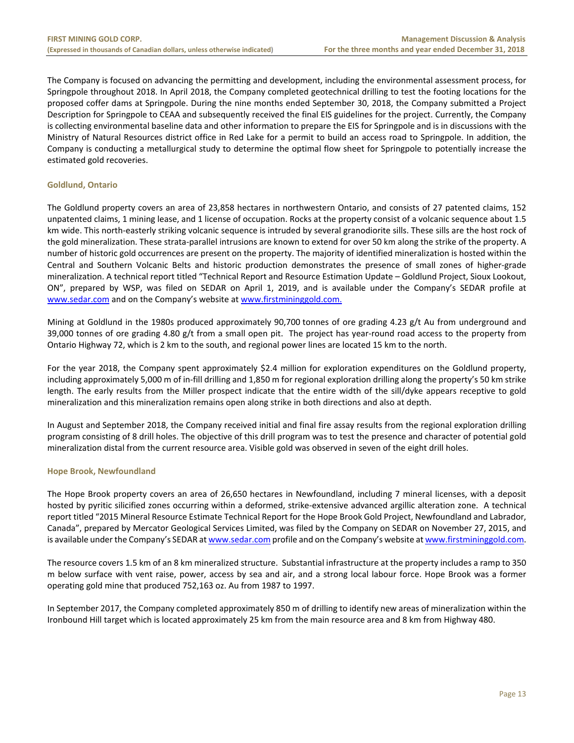The Company is focused on advancing the permitting and development, including the environmental assessment process, for Springpole throughout 2018. In April 2018, the Company completed geotechnical drilling to test the footing locations for the proposed coffer dams at Springpole. During the nine months ended September 30, 2018, the Company submitted a Project Description for Springpole to CEAA and subsequently received the final EIS guidelines for the project. Currently, the Company is collecting environmental baseline data and other information to prepare the EIS for Springpole and is in discussions with the Ministry of Natural Resources district office in Red Lake for a permit to build an access road to Springpole. In addition, the Company is conducting a metallurgical study to determine the optimal flow sheet for Springpole to potentially increase the estimated gold recoveries.

### Goldlund, Ontario

The Goldlund property covers an area of 23,858 hectares in northwestern Ontario, and consists of 27 patented claims, 152 unpatented claims, 1 mining lease, and 1 license of occupation. Rocks at the property consist of a volcanic sequence about 1.5 km wide. This north-easterly striking volcanic sequence is intruded by several granodiorite sills. These sills are the host rock of the gold mineralization. These strata-parallel intrusions are known to extend for over 50 km along the strike of the property. A number of historic gold occurrences are present on the property. The majority of identified mineralization is hosted within the Central and Southern Volcanic Belts and historic production demonstrates the presence of small zones of higher-grade mineralization. A technical report titled "Technical Report and Resource Estimation Update – Goldlund Project, Sioux Lookout, ON", prepared by WSP, was filed on SEDAR on April 1, 2019, and is available under the Company's SEDAR profile at www.sedar.com and on the Company's website at www.firstmininggold.com.

Mining at Goldlund in the 1980s produced approximately 90,700 tonnes of ore grading 4.23 g/t Au from underground and 39,000 tonnes of ore grading 4.80 g/t from a small open pit. The project has year-round road access to the property from Ontario Highway 72, which is 2 km to the south, and regional power lines are located 15 km to the north.

For the year 2018, the Company spent approximately $2.4 million for exploration expenditures on the Goldlund property, including approximately 5,000 m of in-fill drilling and 1,850 m for regional exploration drilling along the property's 50 km strike length. The early results from the Miller prospect indicate that the entire width of the sill/dyke appears receptive to gold mineralization and this mineralization remains open along strike in both directions and also at depth.

In August and September 2018, the Company received initial and final fire assay results from the regional exploration drilling program consisting of 8 drill holes. The objective of this drill program was to test the presence and character of potential gold mineralization distal from the current resource area. Visible gold was observed in seven of the eight drill holes.

### Hope Brook, Newfoundland

The Hope Brook property covers an area of 26,650 hectares in Newfoundland, including 7 mineral licenses, with a deposit hosted by pyritic silicified zones occurring within a deformed, strike-extensive advanced argillic alteration zone. A technical report titled "2015 Mineral Resource Estimate Technical Report for the Hope Brook Gold Project, Newfoundland and Labrador, Canada", prepared by Mercator Geological Services Limited, was filed by the Company on SEDAR on November 27, 2015, and is available under the Company's SEDAR at www.sedar.com profile and on the Company's website at www.firstmininggold.com.

The resource covers 1.5 km of an 8 km mineralized structure. Substantial infrastructure at the property includes a ramp to 350 m below surface with vent raise, power, access by sea and air, and a strong local labour force. Hope Brook was a former operating gold mine that produced 752,163 oz. Au from 1987 to 1997.

In September 2017, the Company completed approximately 850 m of drilling to identify new areas of mineralization within the Ironbound Hill target which is located approximately 25 km from the main resource area and 8 km from Highway 480.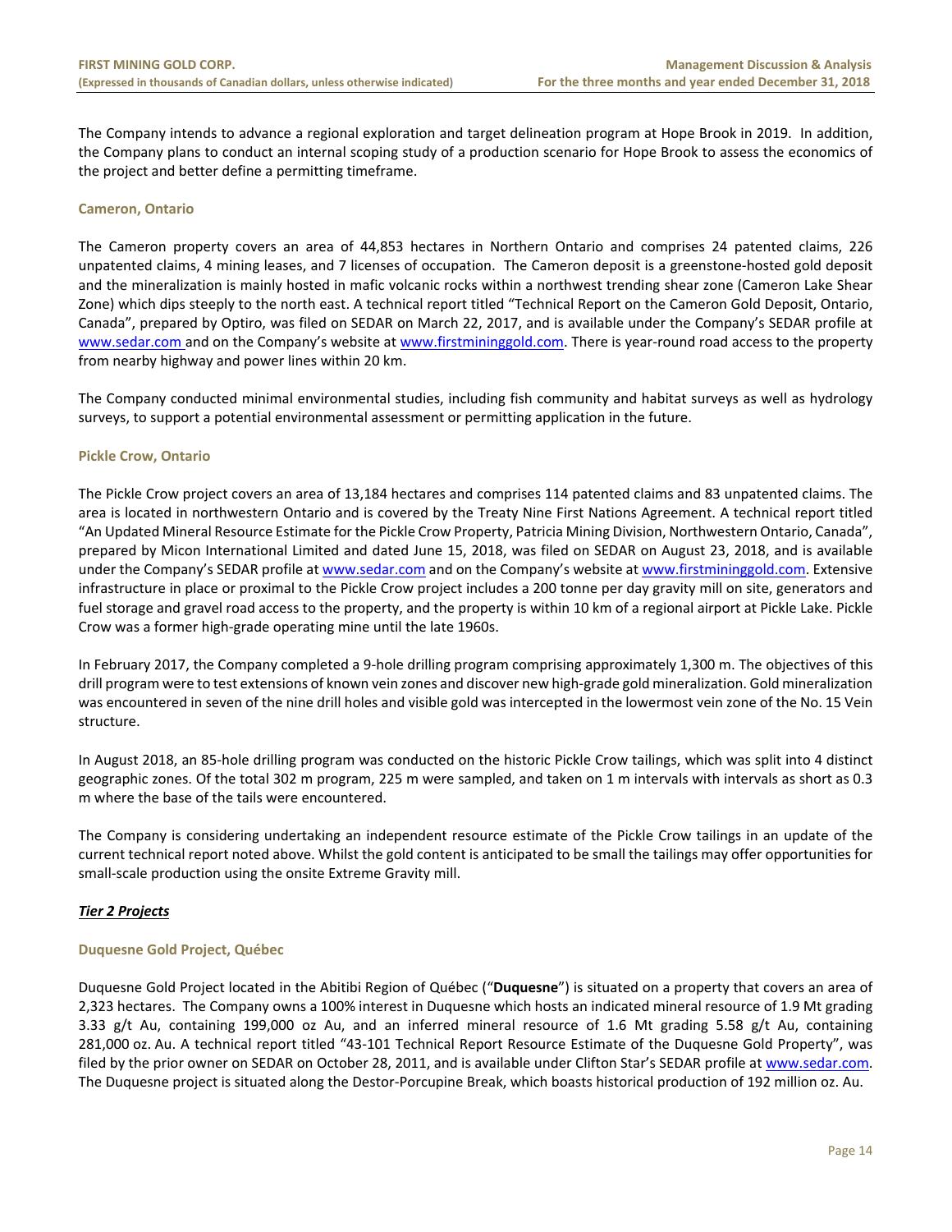The Company intends to advance a regional exploration and target delineation program at Hope Brook in 2019. In addition, the Company plans to conduct an internal scoping study of a production scenario for Hope Brook to assess the economics of the project and better define a permitting timeframe.

### Cameron, Ontario

The Cameron property covers an area of 44,853 hectares in Northern Ontario and comprises 24 patented claims, 226 unpatented claims, 4 mining leases, and 7 licenses of occupation. The Cameron deposit is a greenstone-hosted gold deposit and the mineralization is mainly hosted in mafic volcanic rocks within a northwest trending shear zone (Cameron Lake Shear Zone) which dips steeply to the north east. A technical report titled "Technical Report on the Cameron Gold Deposit, Ontario, Canada", prepared by Optiro, was filed on SEDAR on March 22, 2017, and is available under the Company's SEDAR profile at www.sedar.com and on the Company's website at www.firstmininggold.com. There is year-round road access to the property from nearby highway and power lines within 20 km.

The Company conducted minimal environmental studies, including fish community and habitat surveys as well as hydrology surveys, to support a potential environmental assessment or permitting application in the future.

### Pickle Crow, Ontario

The Pickle Crow project covers an area of 13,184 hectares and comprises 114 patented claims and 83 unpatented claims. The area is located in northwestern Ontario and is covered by the Treaty Nine First Nations Agreement. A technical report titled "An Updated Mineral Resource Estimate for the Pickle Crow Property, Patricia Mining Division, Northwestern Ontario, Canada", prepared by Micon International Limited and dated June 15, 2018, was filed on SEDAR on August 23, 2018, and is available under the Company's SEDAR profile at www.sedar.com and on the Company's website at www.firstmininggold.com. Extensive infrastructure in place or proximal to the Pickle Crow project includes a 200 tonne per day gravity mill on site, generators and fuel storage and gravel road access to the property, and the property is within 10 km of a regional airport at Pickle Lake. Pickle Crow was a former high-grade operating mine until the late 1960s.

In February 2017, the Company completed a 9-hole drilling program comprising approximately 1,300 m. The objectives of this drill program were to test extensions of known vein zones and discover new high-grade gold mineralization. Gold mineralization was encountered in seven of the nine drill holes and visible gold was intercepted in the lowermost vein zone of the No. 15 Vein structure.

In August 2018, an 85-hole drilling program was conducted on the historic Pickle Crow tailings, which was split into 4 distinct geographic zones. Of the total 302 m program, 225 m were sampled, and taken on 1 m intervals with intervals as short as 0.3 m where the base of the tails were encountered.

The Company is considering undertaking an independent resource estimate of the Pickle Crow tailings in an update of the current technical report noted above. Whilst the gold content is anticipated to be small the tailings may offer opportunities for small-scale production using the onsite Extreme Gravity mill.

## ***Tier 2 Projects***

### Duquesne Gold Project, Québec

Duquesne Gold Project located in the Abitibi Region of Québec ("**Duquesne**") is situated on a property that covers an area of 2,323 hectares. The Company owns a 100% interest in Duquesne which hosts an indicated mineral resource of 1.9 Mt grading 3.33 g/t Au, containing 199,000 oz Au, and an inferred mineral resource of 1.6 Mt grading 5.58 g/t Au, containing 281,000 oz. Au. A technical report titled "43-101 Technical Report Resource Estimate of the Duquesne Gold Property", was filed by the prior owner on SEDAR on October 28, 2011, and is available under Clifton Star's SEDAR profile at www.sedar.com. The Duquesne project is situated along the Destor-Porcupine Break, which boasts historical production of 192 million oz. Au.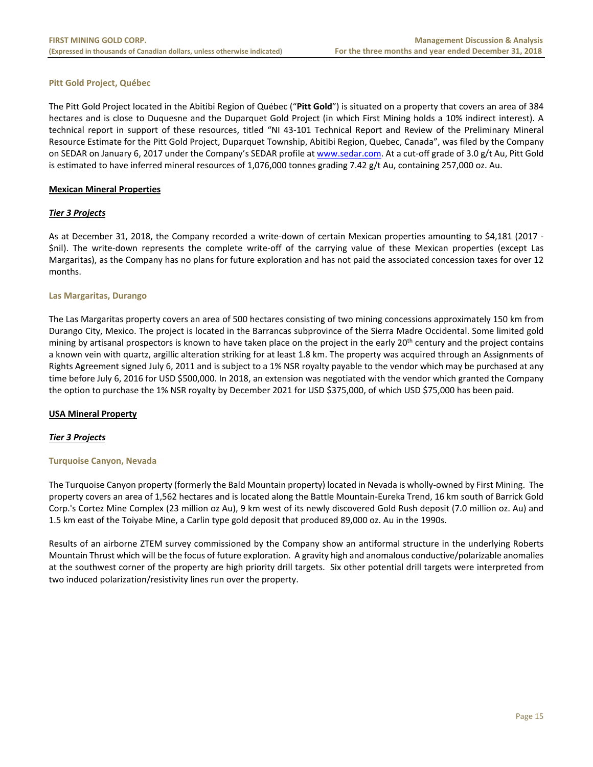### Pitt Gold Project, Québec

The Pitt Gold Project located in the Abitibi Region of Québec ("**Pitt Gold**") is situated on a property that covers an area of 384 hectares and is close to Duquesne and the Duparquet Gold Project (in which First Mining holds a 10% indirect interest). A technical report in support of these resources, titled "NI 43-101 Technical Report and Review of the Preliminary Mineral Resource Estimate for the Pitt Gold Project, Duparquet Township, Abitibi Region, Quebec, Canada", was filed by the Company on SEDAR on January 6, 2017 under the Company's SEDAR profile at www.sedar.com. At a cut-off grade of 3.0 g/t Au, Pitt Gold is estimated to have inferred mineral resources of 1,076,000 tonnes grading 7.42 g/t Au, containing 257,000 oz. Au.

## Mexican Mineral Properties

### *Tier 3 Projects*

As at December 31, 2018, the Company recorded a write-down of certain Mexican properties amounting to $4,181 (2017 - $nil). The write-down represents the complete write-off of the carrying value of these Mexican properties (except Las Margaritas), as the Company has no plans for future exploration and has not paid the associated concession taxes for over 12 months.

### Las Margaritas, Durango

The Las Margaritas property covers an area of 500 hectares consisting of two mining concessions approximately 150 km from Durango City, Mexico. The project is located in the Barrancas subprovince of the Sierra Madre Occidental. Some limited gold mining by artisanal prospectors is known to have taken place on the project in the early 20th century and the project contains a known vein with quartz, argillic alteration striking for at least 1.8 km. The property was acquired through an Assignments of Rights Agreement signed July 6, 2011 and is subject to a 1% NSR royalty payable to the vendor which may be purchased at any time before July 6, 2016 for USD $500,000. In 2018, an extension was negotiated with the vendor which granted the Company the option to purchase the 1% NSR royalty by December 2021 for USD $375,000, of which USD $75,000 has been paid.

## USA Mineral Property

### *Tier 3 Projects*

### Turquoise Canyon, Nevada

The Turquoise Canyon property (formerly the Bald Mountain property) located in Nevada is wholly-owned by First Mining. The property covers an area of 1,562 hectares and is located along the Battle Mountain-Eureka Trend, 16 km south of Barrick Gold Corp.'s Cortez Mine Complex (23 million oz Au), 9 km west of its newly discovered Gold Rush deposit (7.0 million oz. Au) and 1.5 km east of the Toiyabe Mine, a Carlin type gold deposit that produced 89,000 oz. Au in the 1990s.

Results of an airborne ZTEM survey commissioned by the Company show an antiformal structure in the underlying Roberts Mountain Thrust which will be the focus of future exploration. A gravity high and anomalous conductive/polarizable anomalies at the southwest corner of the property are high priority drill targets. Six other potential drill targets were interpreted from two induced polarization/resistivity lines run over the property.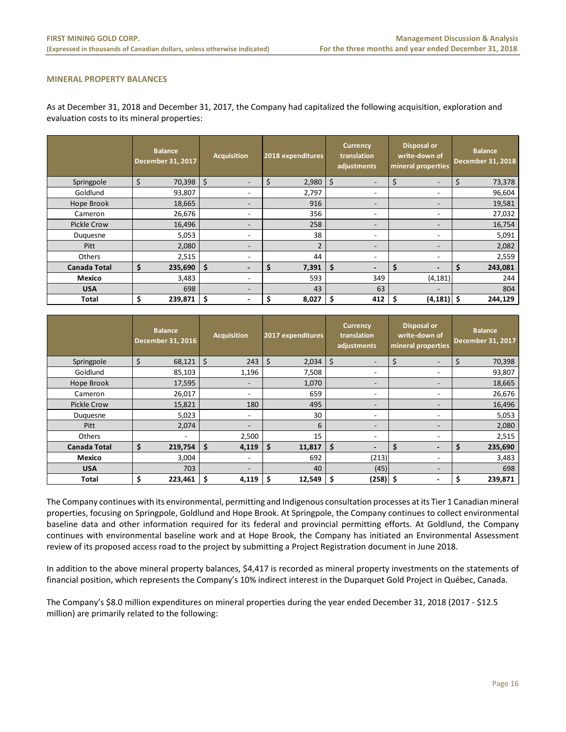## MINERAL PROPERTY BALANCES

As at December 31, 2018 and December 31, 2017, the Company had capitalized the following acquisition, exploration and evaluation costs to its mineral properties:

| | Balance December 31, 2017 | Acquisition | 2018 expenditures | Currency translation adjustments | Disposal or write-down of mineral properties | Balance December 31, 2018 |
|---|---|---|---|---|---|---|
| Springpole | $ 70,398 | $ - | $ 2,980 | $ - | $ - | $ 73,378 |
| Goldlund | 93,807 | - | 2,797 | - | - | 96,604 |
| Hope Brook | 18,665 | - | 916 | - | - | 19,581 |
| Cameron | 26,676 | - | 356 | - | - | 27,032 |
| Pickle Crow | 16,496 | - | 258 | - | - | 16,754 |
| Duquesne | 5,053 | - | 38 | - | - | 5,091 |
| Pitt | 2,080 | - | 2 | - | - | 2,082 |
| Others | 2,515 | - | 44 | - | - | 2,559 |
| **Canada Total** | **$ 235,690** | **$ -** | **$ 7,391** | **$ -** | **$ -** | **$ 243,081** |
| **Mexico** | 3,483 | - | 593 | 349 | (4,181) | 244 |
| **USA** | 698 | - | 43 | 63 | - | 804 |
| **Total** | **$ 239,871** | **$ -** | **$ 8,027** | **$ 412** | **$ (4,181)** | **$ 244,129** |

| | Balance December 31, 2016 | Acquisition | 2017 expenditures | Currency translation adjustments | Disposal or write-down of mineral properties | Balance December 31, 2017 |
|---|---|---|---|---|---|---|
| Springpole | $ 68,121 | $ 243 | $ 2,034 | $ - | $ - | $ 70,398 |
| Goldlund | 85,103 | 1,196 | 7,508 | - | - | 93,807 |
| Hope Brook | 17,595 | - | 1,070 | - | - | 18,665 |
| Cameron | 26,017 | - | 659 | - | - | 26,676 |
| Pickle Crow | 15,821 | 180 | 495 | - | - | 16,496 |
| Duquesne | 5,023 | - | 30 | - | - | 5,053 |
| Pitt | 2,074 | - | 6 | - | - | 2,080 |
| Others | - | 2,500 | 15 | - | - | 2,515 |
| **Canada Total** | **$ 219,754** | **$ 4,119** | **$ 11,817** | **$ -** | **$ -** | **$ 235,690** |
| **Mexico** | 3,004 | - | 692 | (213) | - | 3,483 |
| **USA** | 703 | - | 40 | (45) | - | 698 |
| **Total** | **$ 223,461** | **$ 4,119** | **$ 12,549** | **$ (258)** | **$ -** | **$ 239,871** |

The Company continues with its environmental, permitting and Indigenous consultation processes at its Tier 1 Canadian mineral properties, focusing on Springpole, Goldlund and Hope Brook. At Springpole, the Company continues to collect environmental baseline data and other information required for its federal and provincial permitting efforts. At Goldlund, the Company continues with environmental baseline work and at Hope Brook, the Company has initiated an Environmental Assessment review of its proposed access road to the project by submitting a Project Registration document in June 2018.

In addition to the above mineral property balances, $4,417 is recorded as mineral property investments on the statements of financial position, which represents the Company's 10% indirect interest in the Duparquet Gold Project in Québec, Canada.

The Company's $8.0 million expenditures on mineral properties during the year ended December 31, 2018 (2017 - $12.5 million) are primarily related to the following: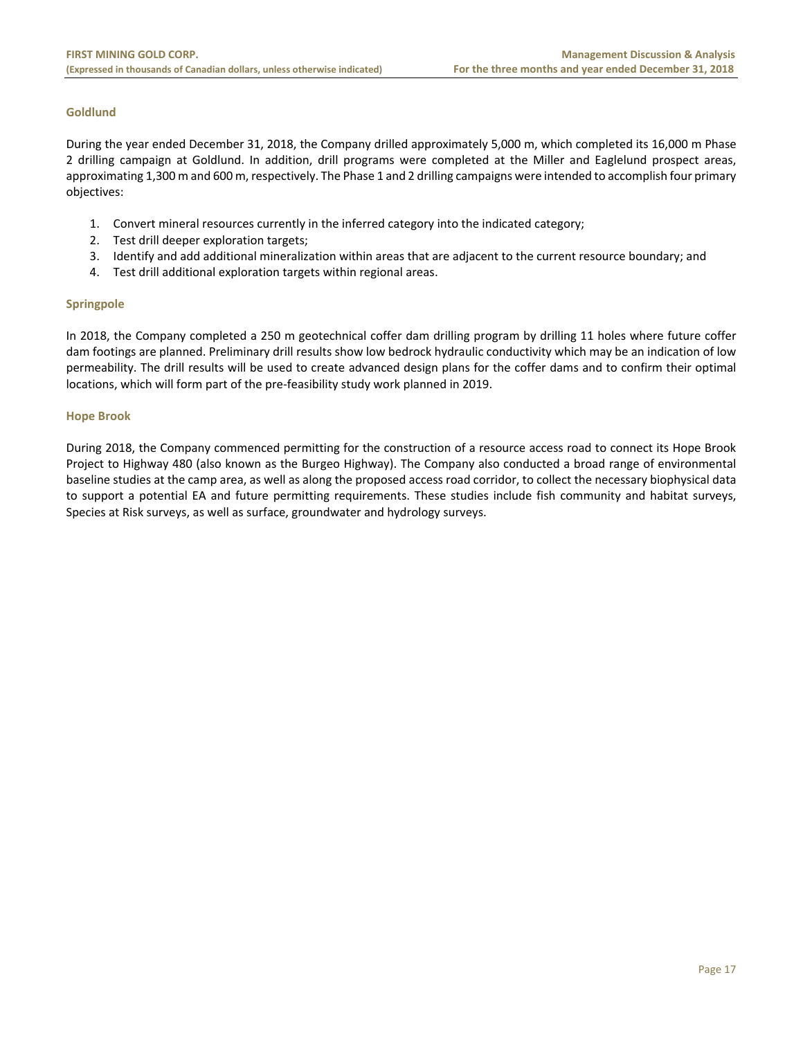### Goldlund

During the year ended December 31, 2018, the Company drilled approximately 5,000 m, which completed its 16,000 m Phase 2 drilling campaign at Goldlund. In addition, drill programs were completed at the Miller and Eaglelund prospect areas, approximating 1,300 m and 600 m, respectively. The Phase 1 and 2 drilling campaigns were intended to accomplish four primary objectives:

1. Convert mineral resources currently in the inferred category into the indicated category;
2. Test drill deeper exploration targets;
3. Identify and add additional mineralization within areas that are adjacent to the current resource boundary; and
4. Test drill additional exploration targets within regional areas.

### Springpole

In 2018, the Company completed a 250 m geotechnical coffer dam drilling program by drilling 11 holes where future coffer dam footings are planned. Preliminary drill results show low bedrock hydraulic conductivity which may be an indication of low permeability. The drill results will be used to create advanced design plans for the coffer dams and to confirm their optimal locations, which will form part of the pre-feasibility study work planned in 2019.

### Hope Brook

During 2018, the Company commenced permitting for the construction of a resource access road to connect its Hope Brook Project to Highway 480 (also known as the Burgeo Highway). The Company also conducted a broad range of environmental baseline studies at the camp area, as well as along the proposed access road corridor, to collect the necessary biophysical data to support a potential EA and future permitting requirements. These studies include fish community and habitat surveys, Species at Risk surveys, as well as surface, groundwater and hydrology surveys.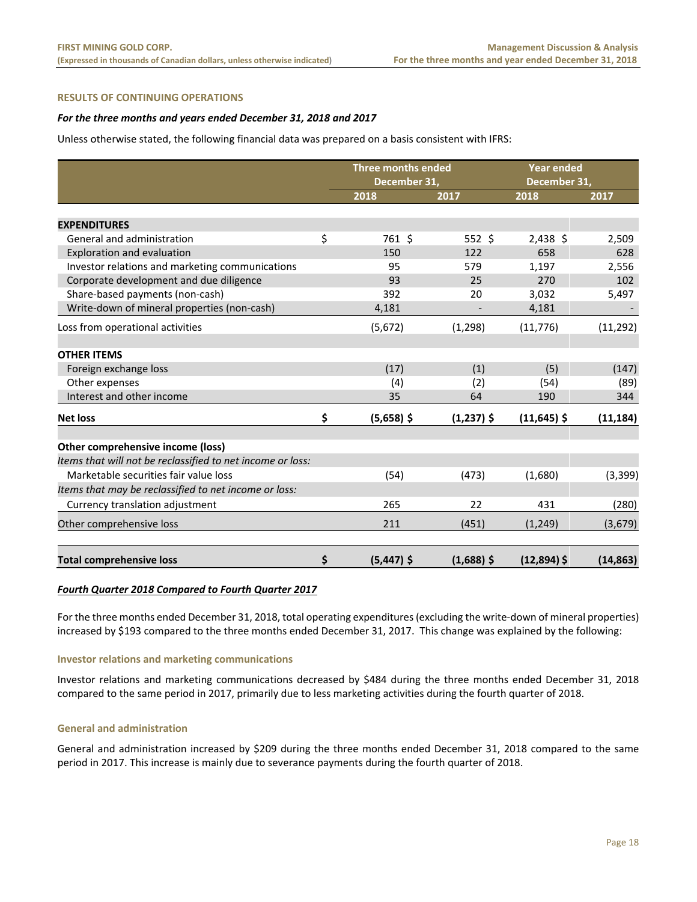## RESULTS OF CONTINUING OPERATIONS

***For the three months and years ended December 31, 2018 and 2017***

Unless otherwise stated, the following financial data was prepared on a basis consistent with IFRS:

| | Three months ended December 31, | | Year ended December 31, | |
|---|---|---|---|---|
| | 2018 | 2017 | 2018 | 2017 |
| **EXPENDITURES** | | | | |
| General and administration | $ 761 | $ 552 | $ 2,438 | $ 2,509 |
| Exploration and evaluation | 150 | 122 | 658 | 628 |
| Investor relations and marketing communications | 95 | 579 | 1,197 | 2,556 |
| Corporate development and due diligence | 93 | 25 | 270 | 102 |
| Share-based payments (non-cash) | 392 | 20 | 3,032 | 5,497 |
| Write-down of mineral properties (non-cash) | 4,181 | - | 4,181 | - |
| Loss from operational activities | (5,672) | (1,298) | (11,776) | (11,292) |
| **OTHER ITEMS** | | | | |
| Foreign exchange loss | (17) | (1) | (5) | (147) |
| Other expenses | (4) | (2) | (54) | (89) |
| Interest and other income | 35 | 64 | 190 | 344 |
| **Net loss** | **$ (5,658)** | **$ (1,237)** | **$ (11,645)** | **$ (11,184)** |
| **Other comprehensive income (loss)** | | | | |
| *Items that will not be reclassified to net income or loss:* | | | | |
| Marketable securities fair value loss | (54) | (473) | (1,680) | (3,399) |
| *Items that may be reclassified to net income or loss:* | | | | |
| Currency translation adjustment | 265 | 22 | 431 | (280) |
| Other comprehensive loss | 211 | (451) | (1,249) | (3,679) |
| **Total comprehensive loss** | **$ (5,447)** | **$ (1,688)** | **$ (12,894)** | **$ (14,863)** |

***Fourth Quarter 2018 Compared to Fourth Quarter 2017***

For the three months ended December 31, 2018, total operating expenditures (excluding the write-down of mineral properties) increased by $193 compared to the three months ended December 31, 2017. This change was explained by the following:

### Investor relations and marketing communications

Investor relations and marketing communications decreased by $484 during the three months ended December 31, 2018 compared to the same period in 2017, primarily due to less marketing activities during the fourth quarter of 2018.

### General and administration

General and administration increased by $209 during the three months ended December 31, 2018 compared to the same period in 2017. This increase is mainly due to severance payments during the fourth quarter of 2018.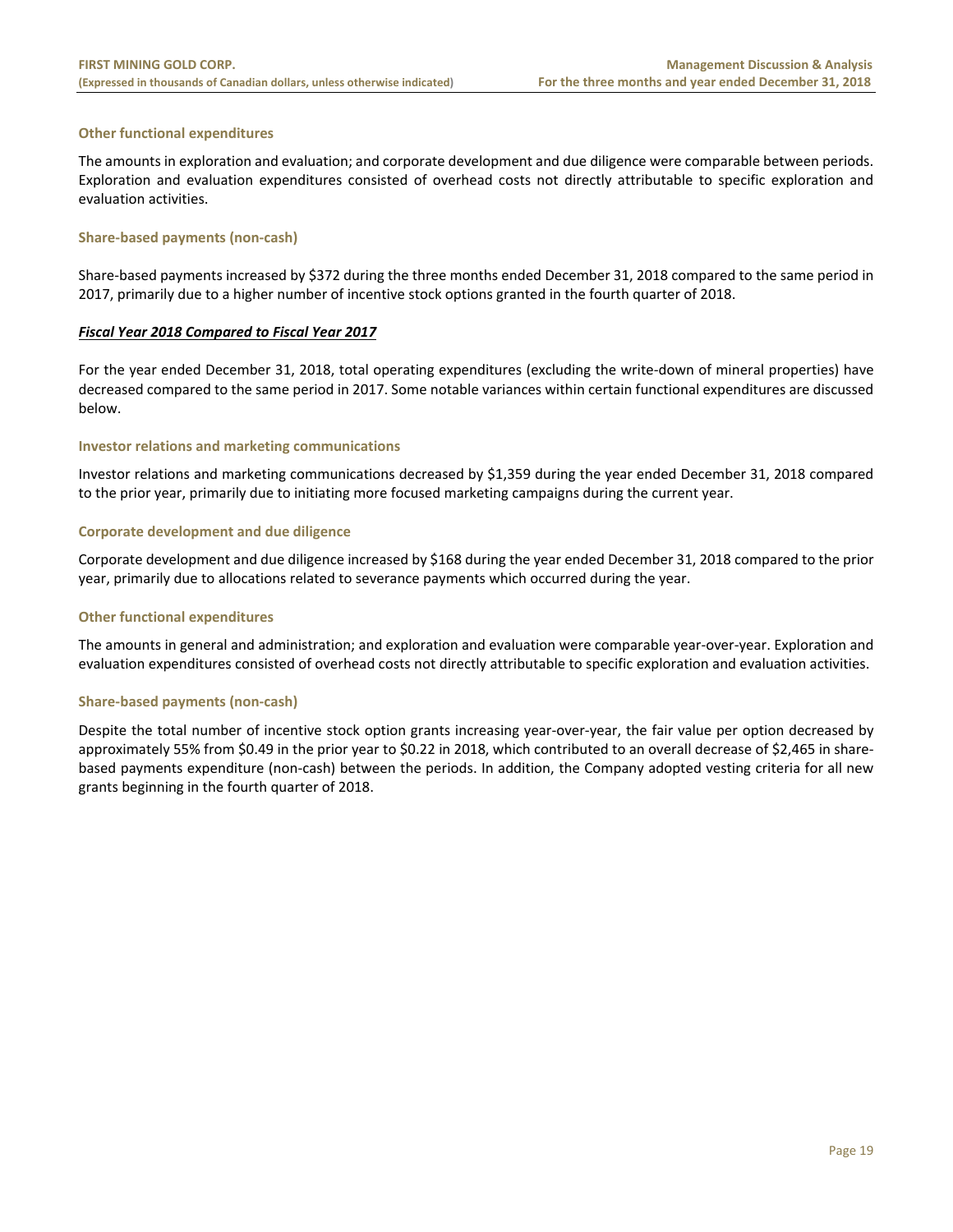### Other functional expenditures

The amounts in exploration and evaluation; and corporate development and due diligence were comparable between periods. Exploration and evaluation expenditures consisted of overhead costs not directly attributable to specific exploration and evaluation activities.

### Share-based payments (non-cash)

Share-based payments increased by $372 during the three months ended December 31, 2018 compared to the same period in 2017, primarily due to a higher number of incentive stock options granted in the fourth quarter of 2018.

## ***Fiscal Year 2018 Compared to Fiscal Year 2017***

For the year ended December 31, 2018, total operating expenditures (excluding the write-down of mineral properties) have decreased compared to the same period in 2017. Some notable variances within certain functional expenditures are discussed below.

### Investor relations and marketing communications

Investor relations and marketing communications decreased by $1,359 during the year ended December 31, 2018 compared to the prior year, primarily due to initiating more focused marketing campaigns during the current year.

### Corporate development and due diligence

Corporate development and due diligence increased by $168 during the year ended December 31, 2018 compared to the prior year, primarily due to allocations related to severance payments which occurred during the year.

### Other functional expenditures

The amounts in general and administration; and exploration and evaluation were comparable year-over-year. Exploration and evaluation expenditures consisted of overhead costs not directly attributable to specific exploration and evaluation activities.

### Share-based payments (non-cash)

Despite the total number of incentive stock option grants increasing year-over-year, the fair value per option decreased by approximately 55% from $0.49 in the prior year to $0.22 in 2018, which contributed to an overall decrease of $2,465 in share-based payments expenditure (non-cash) between the periods. In addition, the Company adopted vesting criteria for all new grants beginning in the fourth quarter of 2018.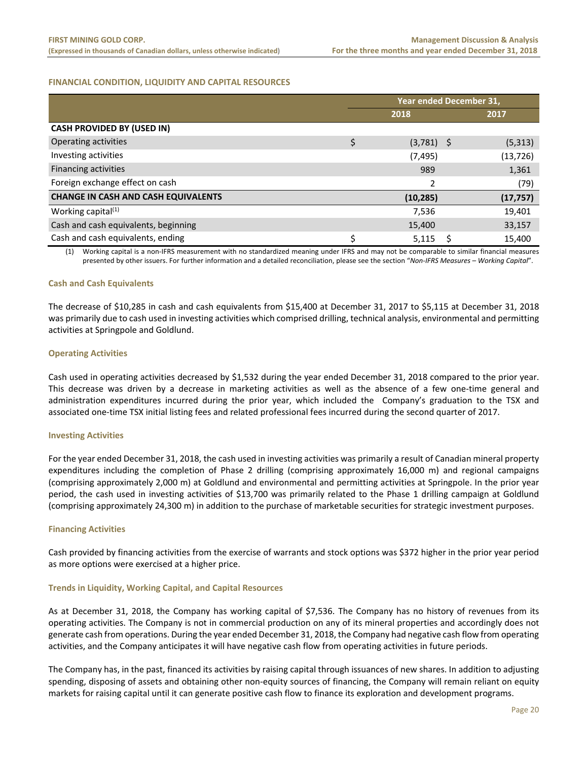## FINANCIAL CONDITION, LIQUIDITY AND CAPITAL RESOURCES

| | Year ended December 31, | |
|---|---|---|
| | 2018 | 2017 |
| **CASH PROVIDED BY (USED IN)** | | |
| Operating activities | $ (3,781) | $ (5,313) |
| Investing activities | (7,495) | (13,726) |
| Financing activities | 989 | 1,361 |
| Foreign exchange effect on cash | 2 | (79) |
| **CHANGE IN CASH AND CASH EQUIVALENTS** | **(10,285)** | **(17,757)** |
| Working capital[(1)] | 7,536 | 19,401 |
| Cash and cash equivalents, beginning | 15,400 | 33,157 |
| Cash and cash equivalents, ending | $ 5,115 | $ 15,400 |

(1) Working capital is a non-IFRS measurement with no standardized meaning under IFRS and may not be comparable to similar financial measures presented by other issuers. For further information and a detailed reconciliation, please see the section "*Non-IFRS Measures – Working Capital*".

### Cash and Cash Equivalents

The decrease of $10,285 in cash and cash equivalents from $15,400 at December 31, 2017 to $5,115 at December 31, 2018 was primarily due to cash used in investing activities which comprised drilling, technical analysis, environmental and permitting activities at Springpole and Goldlund.

### Operating Activities

Cash used in operating activities decreased by $1,532 during the year ended December 31, 2018 compared to the prior year. This decrease was driven by a decrease in marketing activities as well as the absence of a few one-time general and administration expenditures incurred during the prior year, which included the Company's graduation to the TSX and associated one-time TSX initial listing fees and related professional fees incurred during the second quarter of 2017.

### Investing Activities

For the year ended December 31, 2018, the cash used in investing activities was primarily a result of Canadian mineral property expenditures including the completion of Phase 2 drilling (comprising approximately 16,000 m) and regional campaigns (comprising approximately 2,000 m) at Goldlund and environmental and permitting activities at Springpole. In the prior year period, the cash used in investing activities of $13,700 was primarily related to the Phase 1 drilling campaign at Goldlund (comprising approximately 24,300 m) in addition to the purchase of marketable securities for strategic investment purposes.

### Financing Activities

Cash provided by financing activities from the exercise of warrants and stock options was $372 higher in the prior year period as more options were exercised at a higher price.

### Trends in Liquidity, Working Capital, and Capital Resources

As at December 31, 2018, the Company has working capital of $7,536. The Company has no history of revenues from its operating activities. The Company is not in commercial production on any of its mineral properties and accordingly does not generate cash from operations. During the year ended December 31, 2018, the Company had negative cash flow from operating activities, and the Company anticipates it will have negative cash flow from operating activities in future periods.

The Company has, in the past, financed its activities by raising capital through issuances of new shares. In addition to adjusting spending, disposing of assets and obtaining other non-equity sources of financing, the Company will remain reliant on equity markets for raising capital until it can generate positive cash flow to finance its exploration and development programs.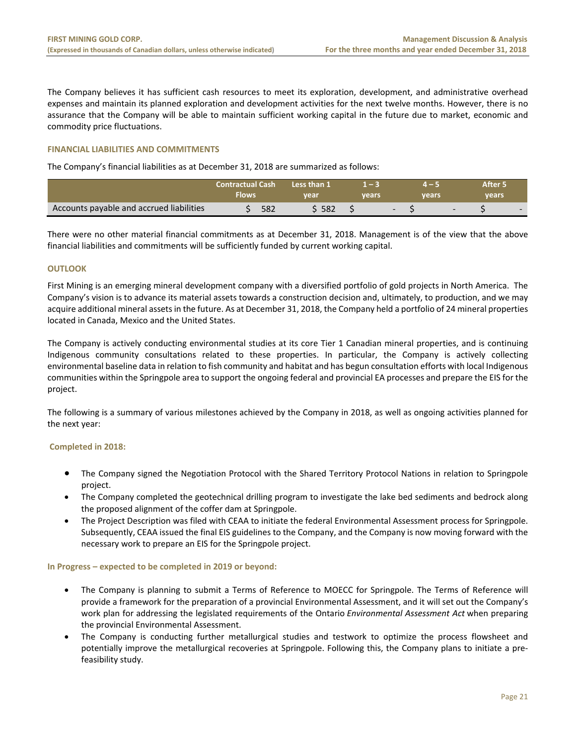The Company believes it has sufficient cash resources to meet its exploration, development, and administrative overhead expenses and maintain its planned exploration and development activities for the next twelve months. However, there is no assurance that the Company will be able to maintain sufficient working capital in the future due to market, economic and commodity price fluctuations.

## FINANCIAL LIABILITIES AND COMMITMENTS

The Company's financial liabilities as at December 31, 2018 are summarized as follows:

| | Contractual Cash Flows | Less than 1 year | 1 – 3 years | 4 – 5 years | After 5 years |
|---|---|---|---|---|---|
| Accounts payable and accrued liabilities | $ 582 | $ 582 | $ - | $ - | $ - |

There were no other material financial commitments as at December 31, 2018. Management is of the view that the above financial liabilities and commitments will be sufficiently funded by current working capital.

## OUTLOOK

First Mining is an emerging mineral development company with a diversified portfolio of gold projects in North America. The Company's vision is to advance its material assets towards a construction decision and, ultimately, to production, and we may acquire additional mineral assets in the future. As at December 31, 2018, the Company held a portfolio of 24 mineral properties located in Canada, Mexico and the United States.

The Company is actively conducting environmental studies at its core Tier 1 Canadian mineral properties, and is continuing Indigenous community consultations related to these properties. In particular, the Company is actively collecting environmental baseline data in relation to fish community and habitat and has begun consultation efforts with local Indigenous communities within the Springpole area to support the ongoing federal and provincial EA processes and prepare the EIS for the project.

The following is a summary of various milestones achieved by the Company in 2018, as well as ongoing activities planned for the next year:

### Completed in 2018:

- The Company signed the Negotiation Protocol with the Shared Territory Protocol Nations in relation to Springpole project.
- The Company completed the geotechnical drilling program to investigate the lake bed sediments and bedrock along the proposed alignment of the coffer dam at Springpole.
- The Project Description was filed with CEAA to initiate the federal Environmental Assessment process for Springpole. Subsequently, CEAA issued the final EIS guidelines to the Company, and the Company is now moving forward with the necessary work to prepare an EIS for the Springpole project.

### In Progress – expected to be completed in 2019 or beyond:

- The Company is planning to submit a Terms of Reference to MOECC for Springpole. The Terms of Reference will provide a framework for the preparation of a provincial Environmental Assessment, and it will set out the Company's work plan for addressing the legislated requirements of the Ontario *Environmental Assessment Act* when preparing the provincial Environmental Assessment.
- The Company is conducting further metallurgical studies and testwork to optimize the process flowsheet and potentially improve the metallurgical recoveries at Springpole. Following this, the Company plans to initiate a pre-feasibility study.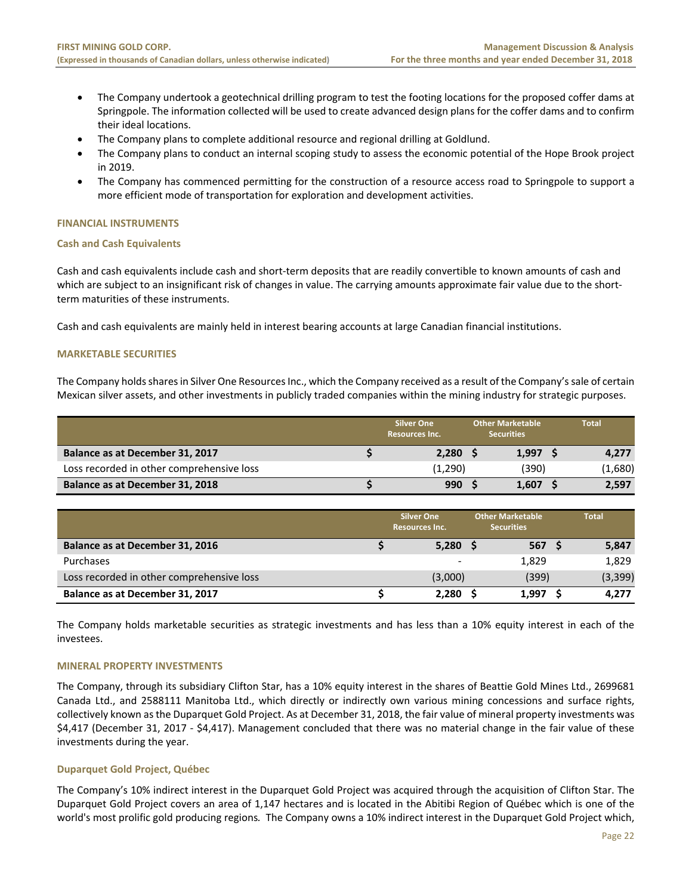- The Company undertook a geotechnical drilling program to test the footing locations for the proposed coffer dams at Springpole. The information collected will be used to create advanced design plans for the coffer dams and to confirm their ideal locations.
- The Company plans to complete additional resource and regional drilling at Goldlund.
- The Company plans to conduct an internal scoping study to assess the economic potential of the Hope Brook project in 2019.
- The Company has commenced permitting for the construction of a resource access road to Springpole to support a more efficient mode of transportation for exploration and development activities.

## FINANCIAL INSTRUMENTS

### Cash and Cash Equivalents

Cash and cash equivalents include cash and short-term deposits that are readily convertible to known amounts of cash and which are subject to an insignificant risk of changes in value. The carrying amounts approximate fair value due to the short-term maturities of these instruments.

Cash and cash equivalents are mainly held in interest bearing accounts at large Canadian financial institutions.

## MARKETABLE SECURITIES

The Company holds shares in Silver One Resources Inc., which the Company received as a result of the Company's sale of certain Mexican silver assets, and other investments in publicly traded companies within the mining industry for strategic purposes.

| | Silver One Resources Inc. | Other Marketable Securities | Total |
|---|---|---|---|
| **Balance as at December 31, 2017** | **$ 2,280** | **$ 1,997** | **$ 4,277** |
| Loss recorded in other comprehensive loss | (1,290) | (390) | (1,680) |
| **Balance as at December 31, 2018** | **$ 990** | **$ 1,607** | **$ 2,597** |

| | Silver One Resources Inc. | Other Marketable Securities | Total |
|---|---|---|---|
| **Balance as at December 31, 2016** | **$ 5,280** | **$ 567** | **$ 5,847** |
| Purchases | - | 1,829 | 1,829 |
| Loss recorded in other comprehensive loss | (3,000) | (399) | (3,399) |
| **Balance as at December 31, 2017** | **$ 2,280** | **$ 1,997** | **$ 4,277** |

The Company holds marketable securities as strategic investments and has less than a 10% equity interest in each of the investees.

## MINERAL PROPERTY INVESTMENTS

The Company, through its subsidiary Clifton Star, has a 10% equity interest in the shares of Beattie Gold Mines Ltd., 2699681 Canada Ltd., and 2588111 Manitoba Ltd., which directly or indirectly own various mining concessions and surface rights, collectively known as the Duparquet Gold Project. As at December 31, 2018, the fair value of mineral property investments was $4,417 (December 31, 2017 - $4,417). Management concluded that there was no material change in the fair value of these investments during the year.

### Duparquet Gold Project, Québec

The Company's 10% indirect interest in the Duparquet Gold Project was acquired through the acquisition of Clifton Star. The Duparquet Gold Project covers an area of 1,147 hectares and is located in the Abitibi Region of Québec which is one of the world's most prolific gold producing regions. The Company owns a 10% indirect interest in the Duparquet Gold Project which,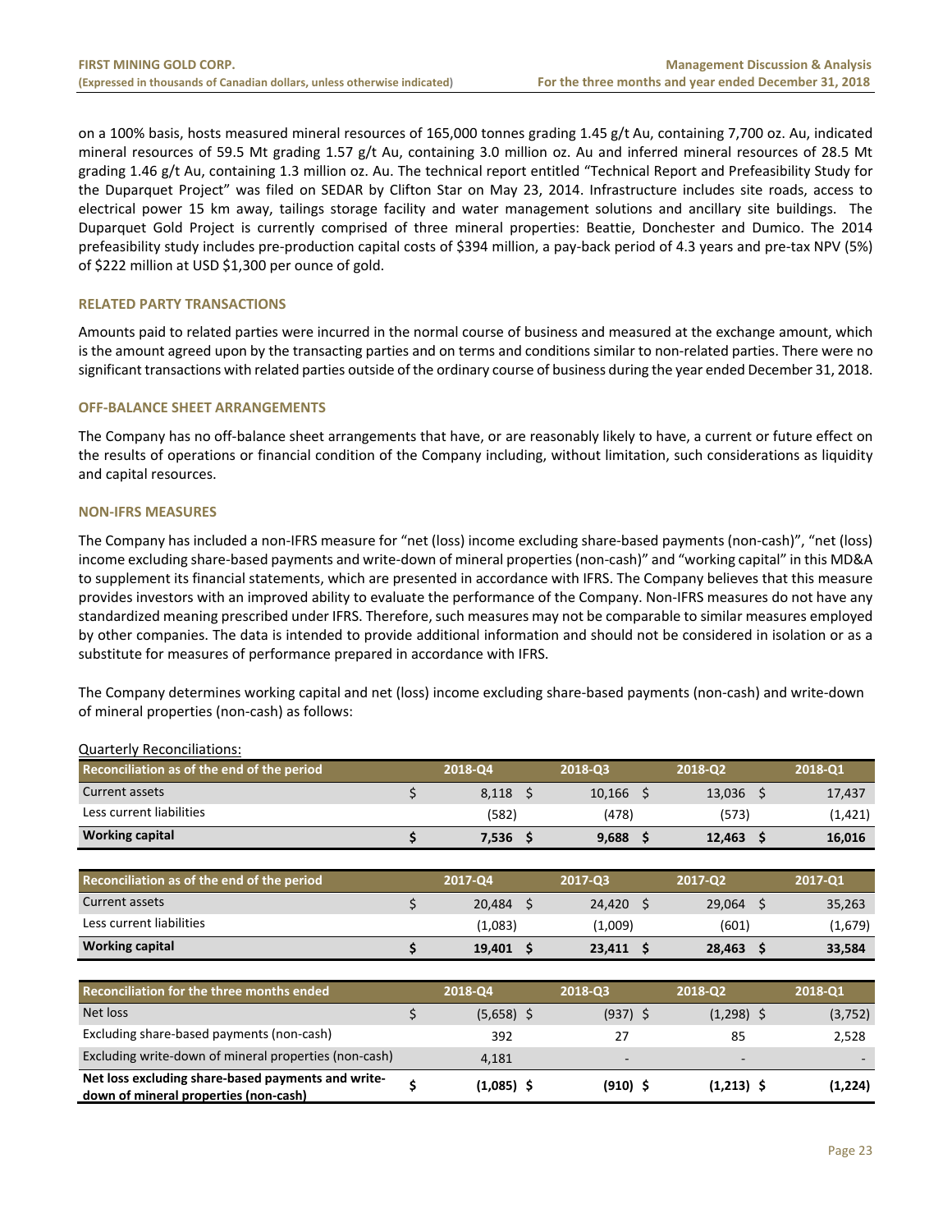on a 100% basis, hosts measured mineral resources of 165,000 tonnes grading 1.45 g/t Au, containing 7,700 oz. Au, indicated mineral resources of 59.5 Mt grading 1.57 g/t Au, containing 3.0 million oz. Au and inferred mineral resources of 28.5 Mt grading 1.46 g/t Au, containing 1.3 million oz. Au. The technical report entitled "Technical Report and Prefeasibility Study for the Duparquet Project" was filed on SEDAR by Clifton Star on May 23, 2014. Infrastructure includes site roads, access to electrical power 15 km away, tailings storage facility and water management solutions and ancillary site buildings. The Duparquet Gold Project is currently comprised of three mineral properties: Beattie, Donchester and Dumico. The 2014 prefeasibility study includes pre-production capital costs of $394 million, a pay-back period of 4.3 years and pre-tax NPV (5%) of $222 million at USD $1,300 per ounce of gold.

## RELATED PARTY TRANSACTIONS

Amounts paid to related parties were incurred in the normal course of business and measured at the exchange amount, which is the amount agreed upon by the transacting parties and on terms and conditions similar to non-related parties. There were no significant transactions with related parties outside of the ordinary course of business during the year ended December 31, 2018.

## OFF-BALANCE SHEET ARRANGEMENTS

The Company has no off-balance sheet arrangements that have, or are reasonably likely to have, a current or future effect on the results of operations or financial condition of the Company including, without limitation, such considerations as liquidity and capital resources.

## NON-IFRS MEASURES

The Company has included a non-IFRS measure for "net (loss) income excluding share-based payments (non-cash)", "net (loss) income excluding share-based payments and write-down of mineral properties (non-cash)" and "working capital" in this MD&A to supplement its financial statements, which are presented in accordance with IFRS. The Company believes that this measure provides investors with an improved ability to evaluate the performance of the Company. Non-IFRS measures do not have any standardized meaning prescribed under IFRS. Therefore, such measures may not be comparable to similar measures employed by other companies. The data is intended to provide additional information and should not be considered in isolation or as a substitute for measures of performance prepared in accordance with IFRS.

The Company determines working capital and net (loss) income excluding share-based payments (non-cash) and write-down of mineral properties (non-cash) as follows:

Quarterly Reconciliations:

| Reconciliation as of the end of the period | 2018-Q4 | 2018-Q3 | 2018-Q2 | 2018-Q1 |
|---|---|---|---|---|
| Current assets | $ 8,118 | $ 10,166 | $ 13,036 | $ 17,437 |
| Less current liabilities | (582) | (478) | (573) | (1,421) |
| **Working capital** | **$ 7,536** | **$ 9,688** | **$ 12,463** | **$ 16,016** |

| Reconciliation as of the end of the period | 2017-Q4 | 2017-Q3 | 2017-Q2 | 2017-Q1 |
|---|---|---|---|---|
| Current assets | $ 20,484 | $ 24,420 | $ 29,064 | $ 35,263 |
| Less current liabilities | (1,083) | (1,009) | (601) | (1,679) |
| **Working capital** | **$ 19,401** | **$ 23,411** | **$ 28,463** | **$ 33,584** |

| Reconciliation for the three months ended | 2018-Q4 | 2018-Q3 | 2018-Q2 | 2018-Q1 |
|---|---|---|---|---|
| Net loss | $ (5,658) | $ (937) | $ (1,298) | $ (3,752) |
| Excluding share-based payments (non-cash) | 392 | 27 | 85 | 2,528 |
| Excluding write-down of mineral properties (non-cash) | 4,181 | - | - | - |
| **Net loss excluding share-based payments and write-down of mineral properties (non-cash)** | **$ (1,085)** | **$ (910)** | **$ (1,213)** | **$ (1,224)** |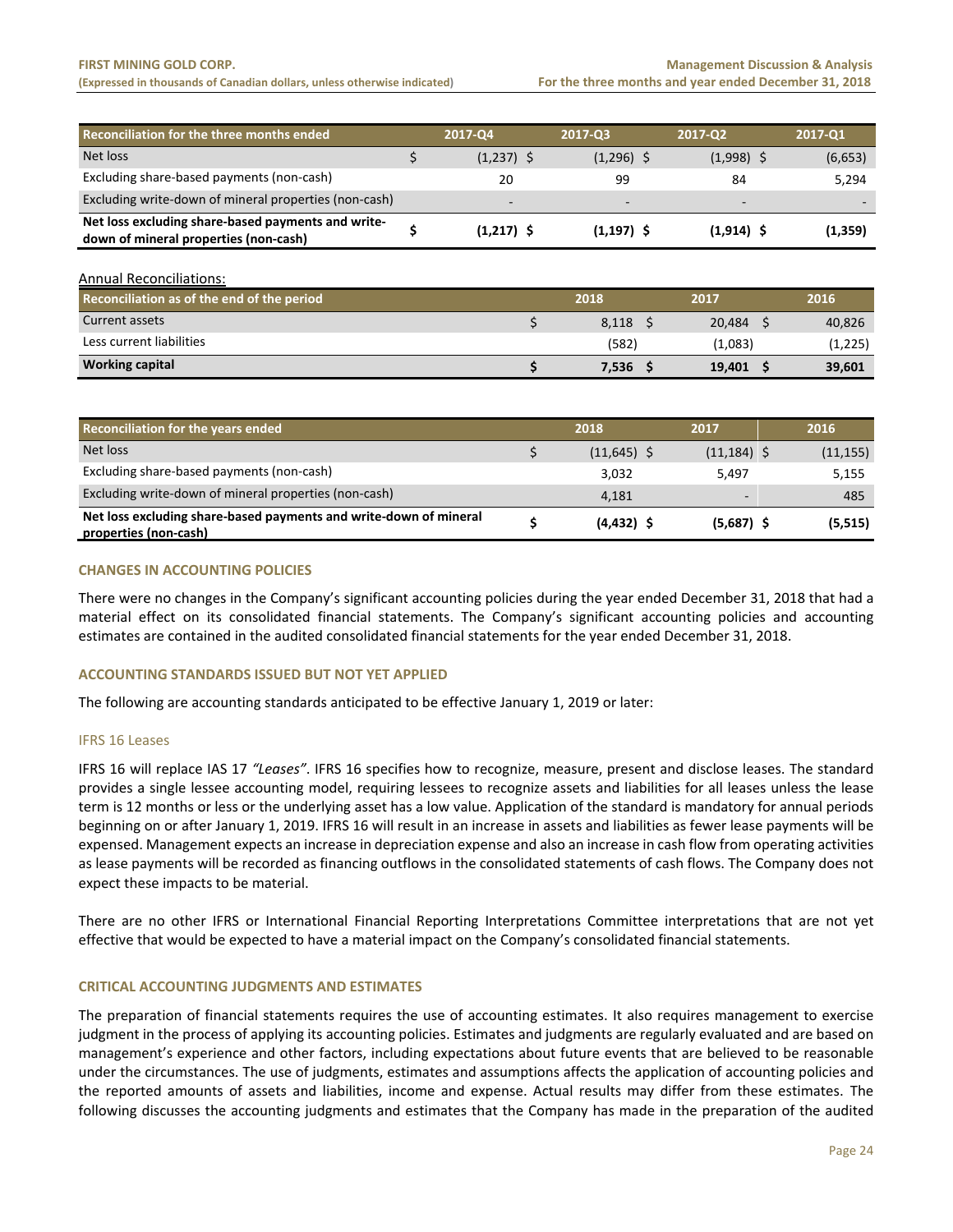| Reconciliation for the three months ended | 2017-Q4 | 2017-Q3 | 2017-Q2 | 2017-Q1 |
|---|---|---|---|---|
| Net loss | $ (1,237) | $ (1,296) | $ (1,998) | $ (6,653) |
| Excluding share-based payments (non-cash) | 20 | 99 | 84 | 5,294 |
| Excluding write-down of mineral properties (non-cash) | - | - | - | - |
| **Net loss excluding share-based payments and write-down of mineral properties (non-cash)** | **$ (1,217)** | **$ (1,197)** | **$ (1,914)** | **$ (1,359)** |

Annual Reconciliations:

| Reconciliation as of the end of the period | 2018 | 2017 | 2016 |
|---|---|---|---|
| Current assets | $ 8,118 | $ 20,484 | $ 40,826 |
| Less current liabilities | (582) | (1,083) | (1,225) |
| **Working capital** | **$ 7,536** | **$ 19,401** | **$ 39,601** |

| Reconciliation for the years ended | 2018 | 2017 | 2016 |
|---|---|---|---|
| Net loss | $ (11,645) | $ (11,184) | $ (11,155) |
| Excluding share-based payments (non-cash) | 3,032 | 5,497 | 5,155 |
| Excluding write-down of mineral properties (non-cash) | 4,181 | - | 485 |
| **Net loss excluding share-based payments and write-down of mineral properties (non-cash)** | **$ (4,432)** | **$ (5,687)** | **$ (5,515)** |

## CHANGES IN ACCOUNTING POLICIES

There were no changes in the Company's significant accounting policies during the year ended December 31, 2018 that had a material effect on its consolidated financial statements. The Company's significant accounting policies and accounting estimates are contained in the audited consolidated financial statements for the year ended December 31, 2018.

## ACCOUNTING STANDARDS ISSUED BUT NOT YET APPLIED

The following are accounting standards anticipated to be effective January 1, 2019 or later:

### IFRS 16 Leases

IFRS 16 will replace IAS 17 *"Leases"*. IFRS 16 specifies how to recognize, measure, present and disclose leases. The standard provides a single lessee accounting model, requiring lessees to recognize assets and liabilities for all leases unless the lease term is 12 months or less or the underlying asset has a low value. Application of the standard is mandatory for annual periods beginning on or after January 1, 2019. IFRS 16 will result in an increase in assets and liabilities as fewer lease payments will be expensed. Management expects an increase in depreciation expense and also an increase in cash flow from operating activities as lease payments will be recorded as financing outflows in the consolidated statements of cash flows. The Company does not expect these impacts to be material.

There are no other IFRS or International Financial Reporting Interpretations Committee interpretations that are not yet effective that would be expected to have a material impact on the Company's consolidated financial statements.

## CRITICAL ACCOUNTING JUDGMENTS AND ESTIMATES

The preparation of financial statements requires the use of accounting estimates. It also requires management to exercise judgment in the process of applying its accounting policies. Estimates and judgments are regularly evaluated and are based on management's experience and other factors, including expectations about future events that are believed to be reasonable under the circumstances. The use of judgments, estimates and assumptions affects the application of accounting policies and the reported amounts of assets and liabilities, income and expense. Actual results may differ from these estimates. The following discusses the accounting judgments and estimates that the Company has made in the preparation of the audited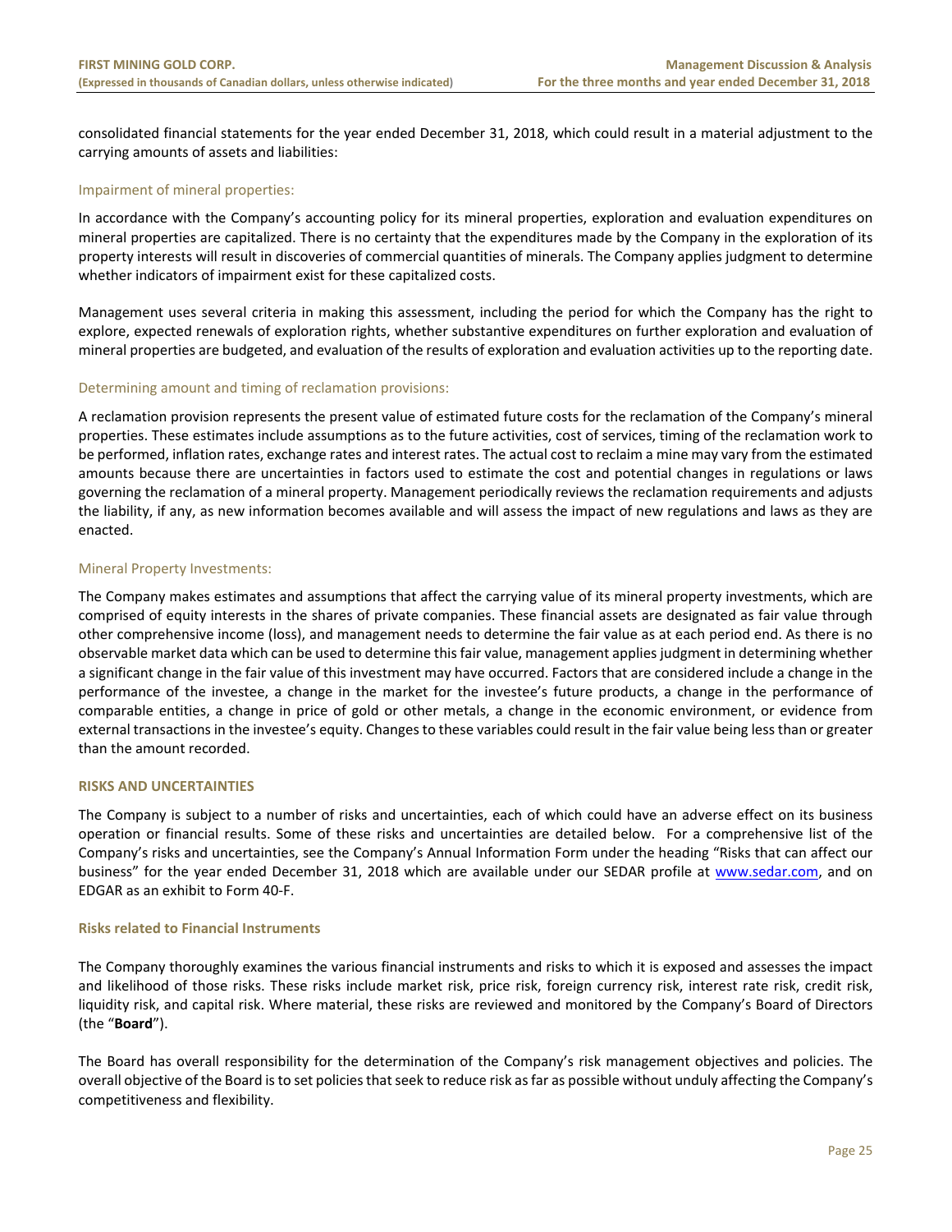consolidated financial statements for the year ended December 31, 2018, which could result in a material adjustment to the carrying amounts of assets and liabilities:

### Impairment of mineral properties:

In accordance with the Company's accounting policy for its mineral properties, exploration and evaluation expenditures on mineral properties are capitalized. There is no certainty that the expenditures made by the Company in the exploration of its property interests will result in discoveries of commercial quantities of minerals. The Company applies judgment to determine whether indicators of impairment exist for these capitalized costs.

Management uses several criteria in making this assessment, including the period for which the Company has the right to explore, expected renewals of exploration rights, whether substantive expenditures on further exploration and evaluation of mineral properties are budgeted, and evaluation of the results of exploration and evaluation activities up to the reporting date.

### Determining amount and timing of reclamation provisions:

A reclamation provision represents the present value of estimated future costs for the reclamation of the Company's mineral properties. These estimates include assumptions as to the future activities, cost of services, timing of the reclamation work to be performed, inflation rates, exchange rates and interest rates. The actual cost to reclaim a mine may vary from the estimated amounts because there are uncertainties in factors used to estimate the cost and potential changes in regulations or laws governing the reclamation of a mineral property. Management periodically reviews the reclamation requirements and adjusts the liability, if any, as new information becomes available and will assess the impact of new regulations and laws as they are enacted.

### Mineral Property Investments:

The Company makes estimates and assumptions that affect the carrying value of its mineral property investments, which are comprised of equity interests in the shares of private companies. These financial assets are designated as fair value through other comprehensive income (loss), and management needs to determine the fair value as at each period end. As there is no observable market data which can be used to determine this fair value, management applies judgment in determining whether a significant change in the fair value of this investment may have occurred. Factors that are considered include a change in the performance of the investee, a change in the market for the investee's future products, a change in the performance of comparable entities, a change in price of gold or other metals, a change in the economic environment, or evidence from external transactions in the investee's equity. Changes to these variables could result in the fair value being less than or greater than the amount recorded.

## RISKS AND UNCERTAINTIES

The Company is subject to a number of risks and uncertainties, each of which could have an adverse effect on its business operation or financial results. Some of these risks and uncertainties are detailed below. For a comprehensive list of the Company's risks and uncertainties, see the Company's Annual Information Form under the heading "Risks that can affect our business" for the year ended December 31, 2018 which are available under our SEDAR profile at www.sedar.com, and on EDGAR as an exhibit to Form 40-F.

### Risks related to Financial Instruments

The Company thoroughly examines the various financial instruments and risks to which it is exposed and assesses the impact and likelihood of those risks. These risks include market risk, price risk, foreign currency risk, interest rate risk, credit risk, liquidity risk, and capital risk. Where material, these risks are reviewed and monitored by the Company's Board of Directors (the "**Board**").

The Board has overall responsibility for the determination of the Company's risk management objectives and policies. The overall objective of the Board is to set policies that seek to reduce risk as far as possible without unduly affecting the Company's competitiveness and flexibility.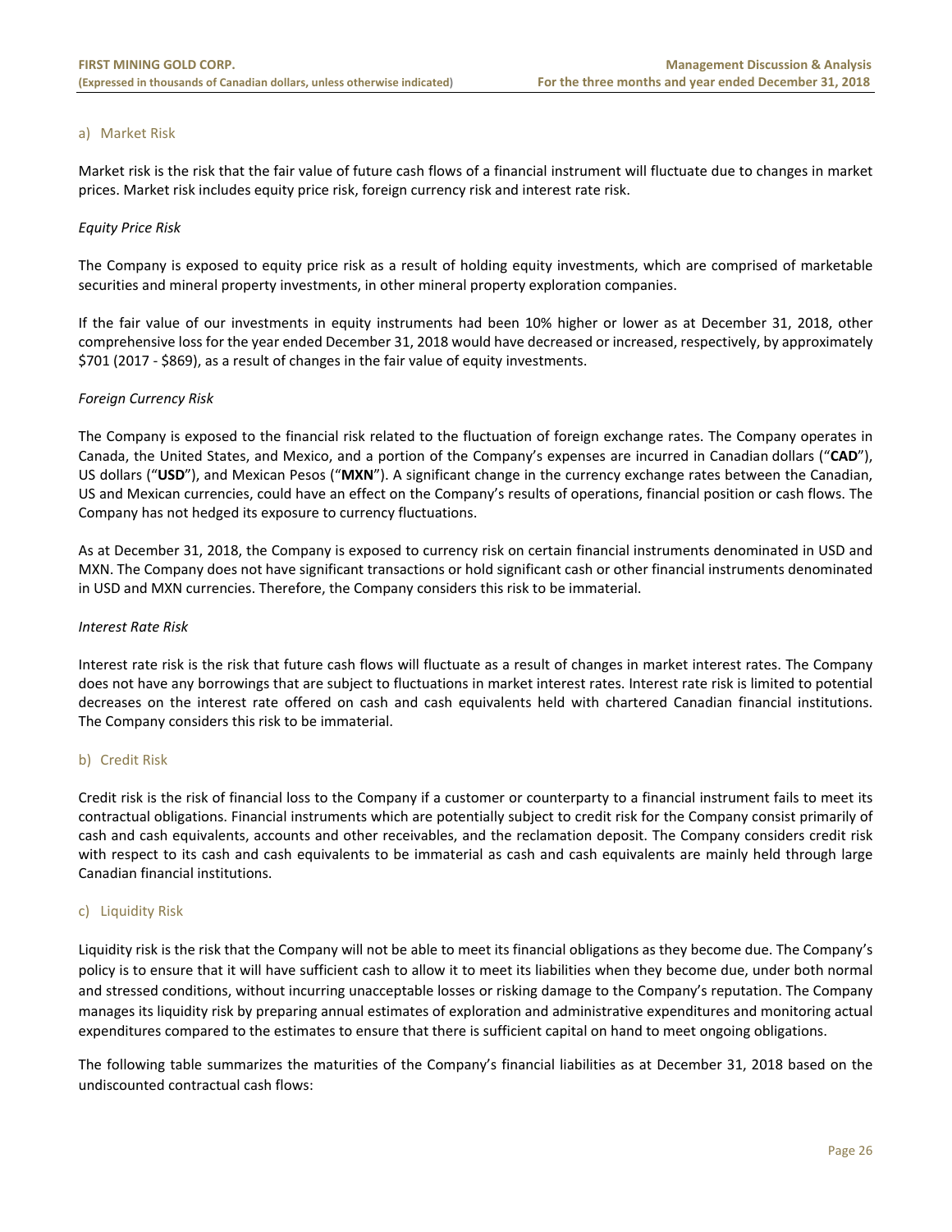### a) Market Risk

Market risk is the risk that the fair value of future cash flows of a financial instrument will fluctuate due to changes in market prices. Market risk includes equity price risk, foreign currency risk and interest rate risk.

*Equity Price Risk*

The Company is exposed to equity price risk as a result of holding equity investments, which are comprised of marketable securities and mineral property investments, in other mineral property exploration companies.

If the fair value of our investments in equity instruments had been 10% higher or lower as at December 31, 2018, other comprehensive loss for the year ended December 31, 2018 would have decreased or increased, respectively, by approximately $701 (2017 - $869), as a result of changes in the fair value of equity investments.

*Foreign Currency Risk*

The Company is exposed to the financial risk related to the fluctuation of foreign exchange rates. The Company operates in Canada, the United States, and Mexico, and a portion of the Company's expenses are incurred in Canadian dollars ("**CAD**"), US dollars ("**USD**"), and Mexican Pesos ("**MXN**"). A significant change in the currency exchange rates between the Canadian, US and Mexican currencies, could have an effect on the Company's results of operations, financial position or cash flows. The Company has not hedged its exposure to currency fluctuations.

As at December 31, 2018, the Company is exposed to currency risk on certain financial instruments denominated in USD and MXN. The Company does not have significant transactions or hold significant cash or other financial instruments denominated in USD and MXN currencies. Therefore, the Company considers this risk to be immaterial.

*Interest Rate Risk*

Interest rate risk is the risk that future cash flows will fluctuate as a result of changes in market interest rates. The Company does not have any borrowings that are subject to fluctuations in market interest rates. Interest rate risk is limited to potential decreases on the interest rate offered on cash and cash equivalents held with chartered Canadian financial institutions. The Company considers this risk to be immaterial.

### b) Credit Risk

Credit risk is the risk of financial loss to the Company if a customer or counterparty to a financial instrument fails to meet its contractual obligations. Financial instruments which are potentially subject to credit risk for the Company consist primarily of cash and cash equivalents, accounts and other receivables, and the reclamation deposit. The Company considers credit risk with respect to its cash and cash equivalents to be immaterial as cash and cash equivalents are mainly held through large Canadian financial institutions.

### c) Liquidity Risk

Liquidity risk is the risk that the Company will not be able to meet its financial obligations as they become due. The Company's policy is to ensure that it will have sufficient cash to allow it to meet its liabilities when they become due, under both normal and stressed conditions, without incurring unacceptable losses or risking damage to the Company's reputation. The Company manages its liquidity risk by preparing annual estimates of exploration and administrative expenditures and monitoring actual expenditures compared to the estimates to ensure that there is sufficient capital on hand to meet ongoing obligations.

The following table summarizes the maturities of the Company's financial liabilities as at December 31, 2018 based on the undiscounted contractual cash flows: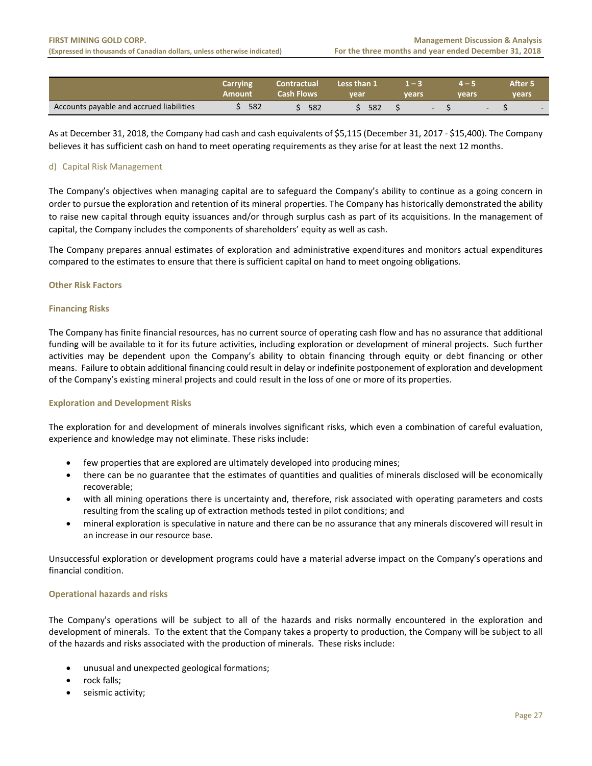| | Carrying Amount | Contractual Cash Flows | Less than 1 year | 1 – 3 years | 4 – 5 years | After 5 years |
|---|---|---|---|---|---|---|
| Accounts payable and accrued liabilities | $ 582 | $ 582 | $ 582 | $ - | $ - | $ - |

As at December 31, 2018, the Company had cash and cash equivalents of $5,115 (December 31, 2017 - $15,400). The Company believes it has sufficient cash on hand to meet operating requirements as they arise for at least the next 12 months.

d) Capital Risk Management

The Company's objectives when managing capital are to safeguard the Company's ability to continue as a going concern in order to pursue the exploration and retention of its mineral properties. The Company has historically demonstrated the ability to raise new capital through equity issuances and/or through surplus cash as part of its acquisitions. In the management of capital, the Company includes the components of shareholders' equity as well as cash.

The Company prepares annual estimates of exploration and administrative expenditures and monitors actual expenditures compared to the estimates to ensure that there is sufficient capital on hand to meet ongoing obligations.

## Other Risk Factors

### Financing Risks

The Company has finite financial resources, has no current source of operating cash flow and has no assurance that additional funding will be available to it for its future activities, including exploration or development of mineral projects. Such further activities may be dependent upon the Company's ability to obtain financing through equity or debt financing or other means. Failure to obtain additional financing could result in delay or indefinite postponement of exploration and development of the Company's existing mineral projects and could result in the loss of one or more of its properties.

### Exploration and Development Risks

The exploration for and development of minerals involves significant risks, which even a combination of careful evaluation, experience and knowledge may not eliminate. These risks include:

- few properties that are explored are ultimately developed into producing mines;
- there can be no guarantee that the estimates of quantities and qualities of minerals disclosed will be economically recoverable;
- with all mining operations there is uncertainty and, therefore, risk associated with operating parameters and costs resulting from the scaling up of extraction methods tested in pilot conditions; and
- mineral exploration is speculative in nature and there can be no assurance that any minerals discovered will result in an increase in our resource base.

Unsuccessful exploration or development programs could have a material adverse impact on the Company's operations and financial condition.

### Operational hazards and risks

The Company's operations will be subject to all of the hazards and risks normally encountered in the exploration and development of minerals. To the extent that the Company takes a property to production, the Company will be subject to all of the hazards and risks associated with the production of minerals. These risks include:

- unusual and unexpected geological formations;
- rock falls;
- seismic activity;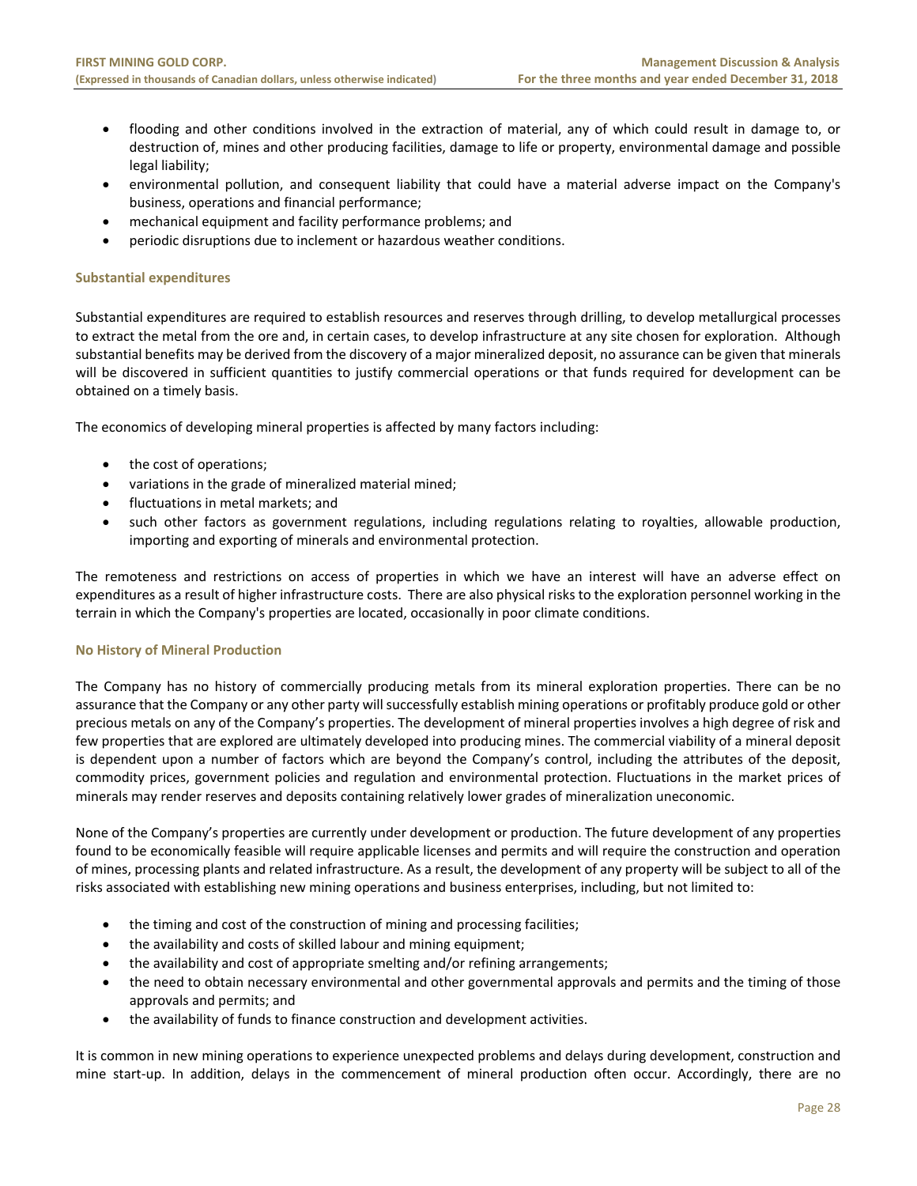- flooding and other conditions involved in the extraction of material, any of which could result in damage to, or destruction of, mines and other producing facilities, damage to life or property, environmental damage and possible legal liability;
- environmental pollution, and consequent liability that could have a material adverse impact on the Company's business, operations and financial performance;
- mechanical equipment and facility performance problems; and
- periodic disruptions due to inclement or hazardous weather conditions.

### Substantial expenditures

Substantial expenditures are required to establish resources and reserves through drilling, to develop metallurgical processes to extract the metal from the ore and, in certain cases, to develop infrastructure at any site chosen for exploration. Although substantial benefits may be derived from the discovery of a major mineralized deposit, no assurance can be given that minerals will be discovered in sufficient quantities to justify commercial operations or that funds required for development can be obtained on a timely basis.

The economics of developing mineral properties is affected by many factors including:

- the cost of operations;
- variations in the grade of mineralized material mined;
- fluctuations in metal markets; and
- such other factors as government regulations, including regulations relating to royalties, allowable production, importing and exporting of minerals and environmental protection.

The remoteness and restrictions on access of properties in which we have an interest will have an adverse effect on expenditures as a result of higher infrastructure costs. There are also physical risks to the exploration personnel working in the terrain in which the Company's properties are located, occasionally in poor climate conditions.

### No History of Mineral Production

The Company has no history of commercially producing metals from its mineral exploration properties. There can be no assurance that the Company or any other party will successfully establish mining operations or profitably produce gold or other precious metals on any of the Company's properties. The development of mineral properties involves a high degree of risk and few properties that are explored are ultimately developed into producing mines. The commercial viability of a mineral deposit is dependent upon a number of factors which are beyond the Company's control, including the attributes of the deposit, commodity prices, government policies and regulation and environmental protection. Fluctuations in the market prices of minerals may render reserves and deposits containing relatively lower grades of mineralization uneconomic.

None of the Company's properties are currently under development or production. The future development of any properties found to be economically feasible will require applicable licenses and permits and will require the construction and operation of mines, processing plants and related infrastructure. As a result, the development of any property will be subject to all of the risks associated with establishing new mining operations and business enterprises, including, but not limited to:

- the timing and cost of the construction of mining and processing facilities;
- the availability and costs of skilled labour and mining equipment;
- the availability and cost of appropriate smelting and/or refining arrangements;
- the need to obtain necessary environmental and other governmental approvals and permits and the timing of those approvals and permits; and
- the availability of funds to finance construction and development activities.

It is common in new mining operations to experience unexpected problems and delays during development, construction and mine start-up. In addition, delays in the commencement of mineral production often occur. Accordingly, there are no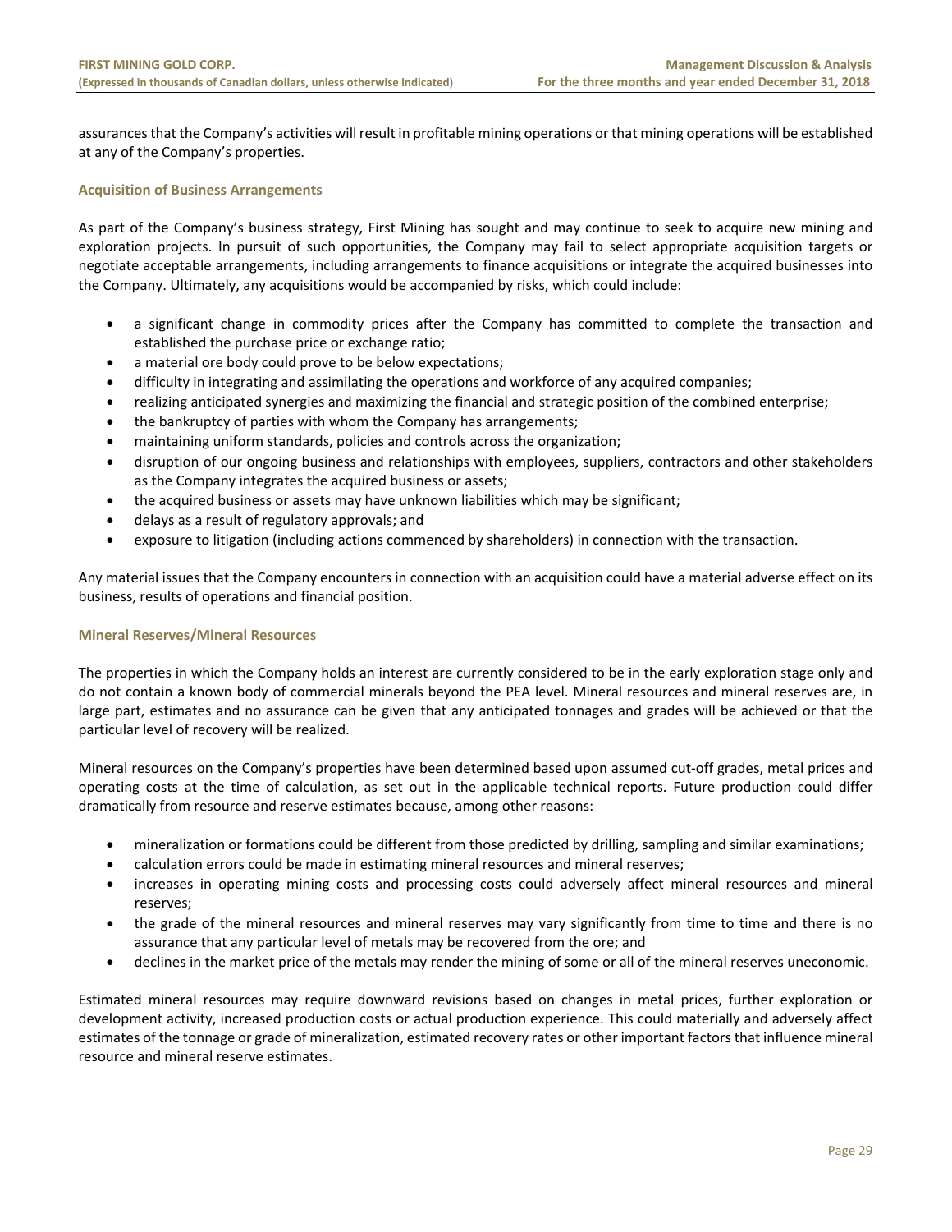assurances that the Company's activities will result in profitable mining operations or that mining operations will be established at any of the Company's properties.

### Acquisition of Business Arrangements

As part of the Company's business strategy, First Mining has sought and may continue to seek to acquire new mining and exploration projects. In pursuit of such opportunities, the Company may fail to select appropriate acquisition targets or negotiate acceptable arrangements, including arrangements to finance acquisitions or integrate the acquired businesses into the Company. Ultimately, any acquisitions would be accompanied by risks, which could include:

- a significant change in commodity prices after the Company has committed to complete the transaction and established the purchase price or exchange ratio;
- a material ore body could prove to be below expectations;
- difficulty in integrating and assimilating the operations and workforce of any acquired companies;
- realizing anticipated synergies and maximizing the financial and strategic position of the combined enterprise;
- the bankruptcy of parties with whom the Company has arrangements;
- maintaining uniform standards, policies and controls across the organization;
- disruption of our ongoing business and relationships with employees, suppliers, contractors and other stakeholders as the Company integrates the acquired business or assets;
- the acquired business or assets may have unknown liabilities which may be significant;
- delays as a result of regulatory approvals; and
- exposure to litigation (including actions commenced by shareholders) in connection with the transaction.

Any material issues that the Company encounters in connection with an acquisition could have a material adverse effect on its business, results of operations and financial position.

### Mineral Reserves/Mineral Resources

The properties in which the Company holds an interest are currently considered to be in the early exploration stage only and do not contain a known body of commercial minerals beyond the PEA level. Mineral resources and mineral reserves are, in large part, estimates and no assurance can be given that any anticipated tonnages and grades will be achieved or that the particular level of recovery will be realized.

Mineral resources on the Company's properties have been determined based upon assumed cut-off grades, metal prices and operating costs at the time of calculation, as set out in the applicable technical reports. Future production could differ dramatically from resource and reserve estimates because, among other reasons:

- mineralization or formations could be different from those predicted by drilling, sampling and similar examinations;
- calculation errors could be made in estimating mineral resources and mineral reserves;
- increases in operating mining costs and processing costs could adversely affect mineral resources and mineral reserves;
- the grade of the mineral resources and mineral reserves may vary significantly from time to time and there is no assurance that any particular level of metals may be recovered from the ore; and
- declines in the market price of the metals may render the mining of some or all of the mineral reserves uneconomic.

Estimated mineral resources may require downward revisions based on changes in metal prices, further exploration or development activity, increased production costs or actual production experience. This could materially and adversely affect estimates of the tonnage or grade of mineralization, estimated recovery rates or other important factors that influence mineral resource and mineral reserve estimates.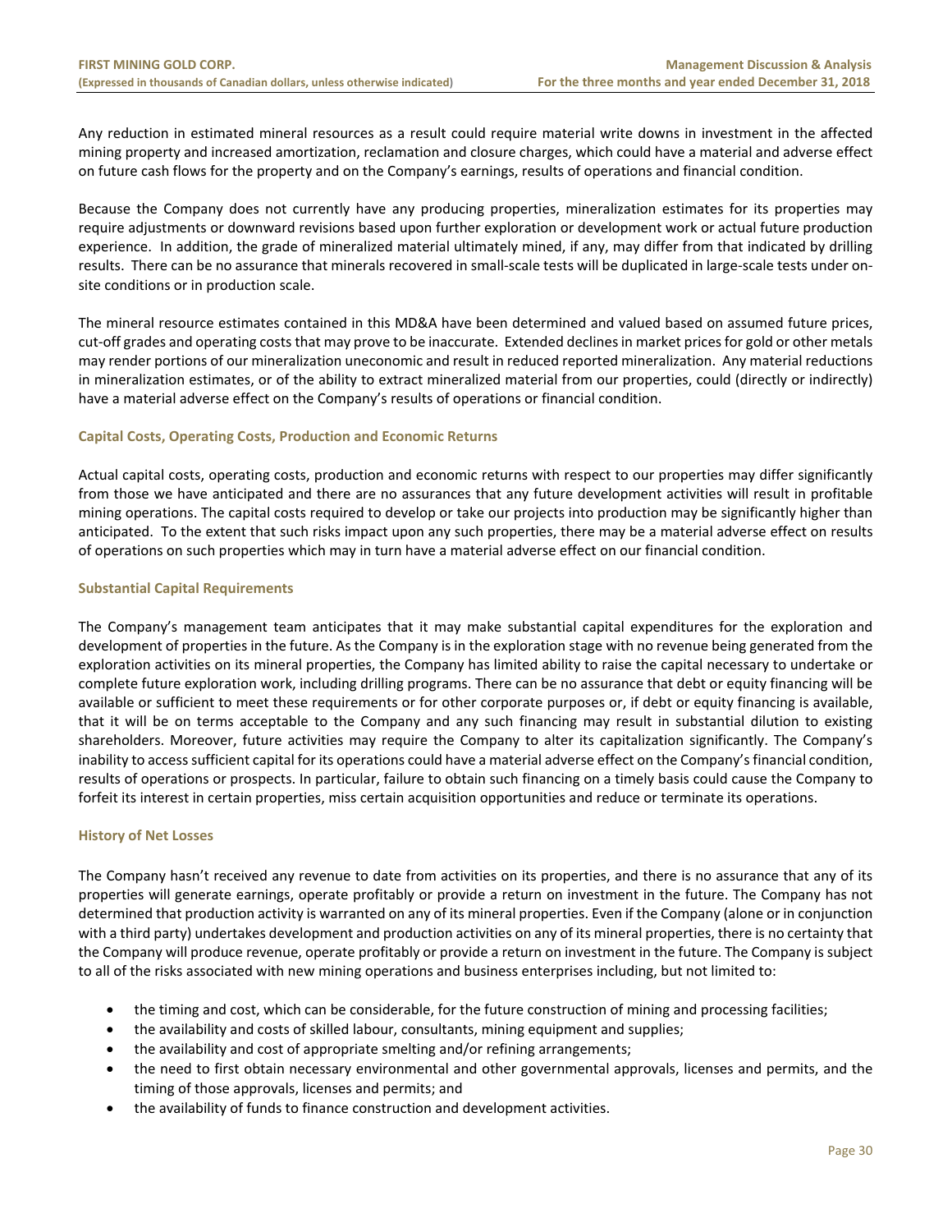Any reduction in estimated mineral resources as a result could require material write downs in investment in the affected mining property and increased amortization, reclamation and closure charges, which could have a material and adverse effect on future cash flows for the property and on the Company's earnings, results of operations and financial condition.

Because the Company does not currently have any producing properties, mineralization estimates for its properties may require adjustments or downward revisions based upon further exploration or development work or actual future production experience. In addition, the grade of mineralized material ultimately mined, if any, may differ from that indicated by drilling results. There can be no assurance that minerals recovered in small-scale tests will be duplicated in large-scale tests under on-site conditions or in production scale.

The mineral resource estimates contained in this MD&A have been determined and valued based on assumed future prices, cut-off grades and operating costs that may prove to be inaccurate. Extended declines in market prices for gold or other metals may render portions of our mineralization uneconomic and result in reduced reported mineralization. Any material reductions in mineralization estimates, or of the ability to extract mineralized material from our properties, could (directly or indirectly) have a material adverse effect on the Company's results of operations or financial condition.

#### Capital Costs, Operating Costs, Production and Economic Returns

Actual capital costs, operating costs, production and economic returns with respect to our properties may differ significantly from those we have anticipated and there are no assurances that any future development activities will result in profitable mining operations. The capital costs required to develop or take our projects into production may be significantly higher than anticipated. To the extent that such risks impact upon any such properties, there may be a material adverse effect on results of operations on such properties which may in turn have a material adverse effect on our financial condition.

#### Substantial Capital Requirements

The Company's management team anticipates that it may make substantial capital expenditures for the exploration and development of properties in the future. As the Company is in the exploration stage with no revenue being generated from the exploration activities on its mineral properties, the Company has limited ability to raise the capital necessary to undertake or complete future exploration work, including drilling programs. There can be no assurance that debt or equity financing will be available or sufficient to meet these requirements or for other corporate purposes or, if debt or equity financing is available, that it will be on terms acceptable to the Company and any such financing may result in substantial dilution to existing shareholders. Moreover, future activities may require the Company to alter its capitalization significantly. The Company's inability to access sufficient capital for its operations could have a material adverse effect on the Company's financial condition, results of operations or prospects. In particular, failure to obtain such financing on a timely basis could cause the Company to forfeit its interest in certain properties, miss certain acquisition opportunities and reduce or terminate its operations.

#### History of Net Losses

The Company hasn't received any revenue to date from activities on its properties, and there is no assurance that any of its properties will generate earnings, operate profitably or provide a return on investment in the future. The Company has not determined that production activity is warranted on any of its mineral properties. Even if the Company (alone or in conjunction with a third party) undertakes development and production activities on any of its mineral properties, there is no certainty that the Company will produce revenue, operate profitably or provide a return on investment in the future. The Company is subject to all of the risks associated with new mining operations and business enterprises including, but not limited to:

- the timing and cost, which can be considerable, for the future construction of mining and processing facilities;
- the availability and costs of skilled labour, consultants, mining equipment and supplies;
- the availability and cost of appropriate smelting and/or refining arrangements;
- the need to first obtain necessary environmental and other governmental approvals, licenses and permits, and the timing of those approvals, licenses and permits; and
- the availability of funds to finance construction and development activities.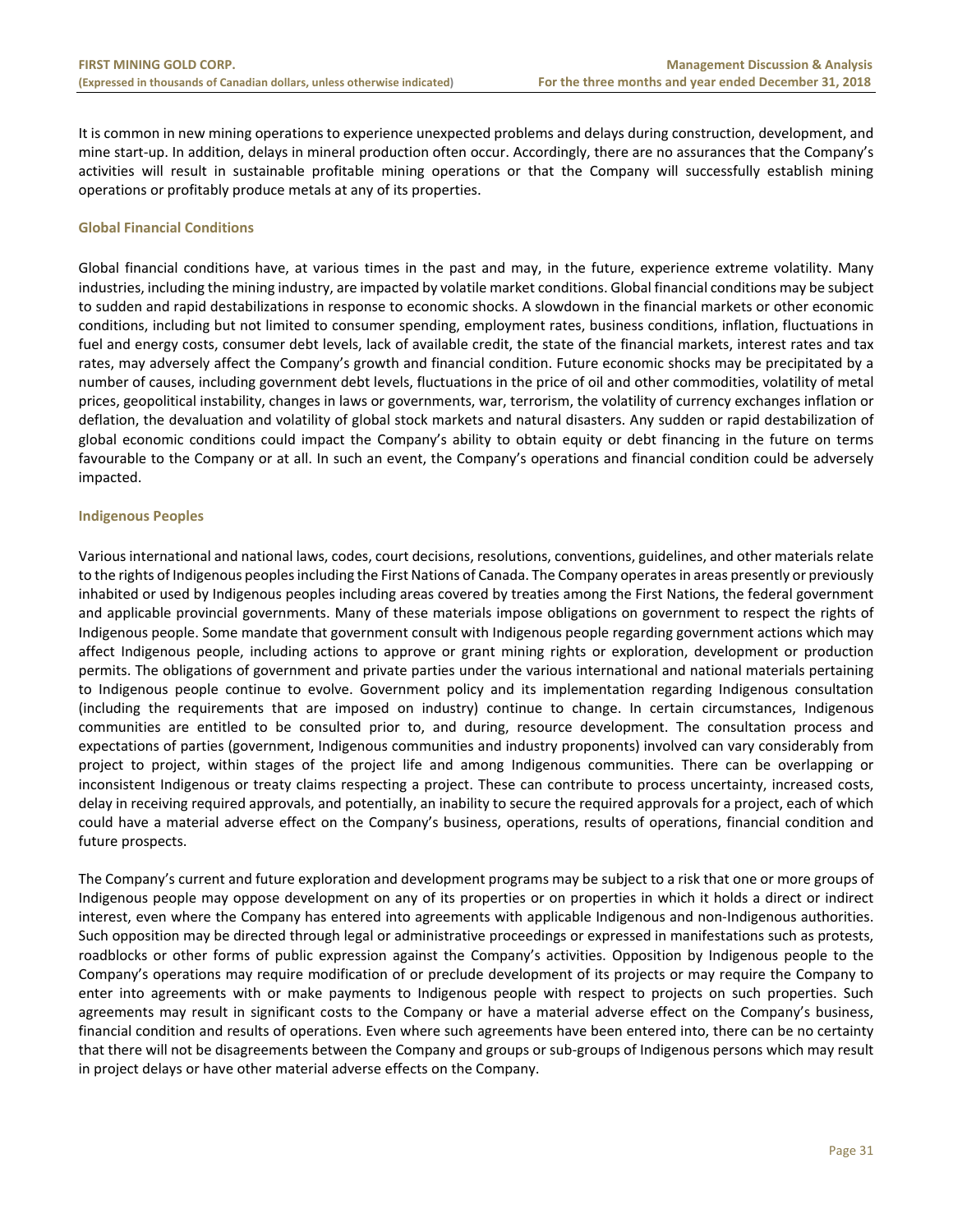It is common in new mining operations to experience unexpected problems and delays during construction, development, and mine start-up. In addition, delays in mineral production often occur. Accordingly, there are no assurances that the Company's activities will result in sustainable profitable mining operations or that the Company will successfully establish mining operations or profitably produce metals at any of its properties.

### Global Financial Conditions

Global financial conditions have, at various times in the past and may, in the future, experience extreme volatility. Many industries, including the mining industry, are impacted by volatile market conditions. Global financial conditions may be subject to sudden and rapid destabilizations in response to economic shocks. A slowdown in the financial markets or other economic conditions, including but not limited to consumer spending, employment rates, business conditions, inflation, fluctuations in fuel and energy costs, consumer debt levels, lack of available credit, the state of the financial markets, interest rates and tax rates, may adversely affect the Company's growth and financial condition. Future economic shocks may be precipitated by a number of causes, including government debt levels, fluctuations in the price of oil and other commodities, volatility of metal prices, geopolitical instability, changes in laws or governments, war, terrorism, the volatility of currency exchanges inflation or deflation, the devaluation and volatility of global stock markets and natural disasters. Any sudden or rapid destabilization of global economic conditions could impact the Company's ability to obtain equity or debt financing in the future on terms favourable to the Company or at all. In such an event, the Company's operations and financial condition could be adversely impacted.

### Indigenous Peoples

Various international and national laws, codes, court decisions, resolutions, conventions, guidelines, and other materials relate to the rights of Indigenous peoples including the First Nations of Canada. The Company operates in areas presently or previously inhabited or used by Indigenous peoples including areas covered by treaties among the First Nations, the federal government and applicable provincial governments. Many of these materials impose obligations on government to respect the rights of Indigenous people. Some mandate that government consult with Indigenous people regarding government actions which may affect Indigenous people, including actions to approve or grant mining rights or exploration, development or production permits. The obligations of government and private parties under the various international and national materials pertaining to Indigenous people continue to evolve. Government policy and its implementation regarding Indigenous consultation (including the requirements that are imposed on industry) continue to change. In certain circumstances, Indigenous communities are entitled to be consulted prior to, and during, resource development. The consultation process and expectations of parties (government, Indigenous communities and industry proponents) involved can vary considerably from project to project, within stages of the project life and among Indigenous communities. There can be overlapping or inconsistent Indigenous or treaty claims respecting a project. These can contribute to process uncertainty, increased costs, delay in receiving required approvals, and potentially, an inability to secure the required approvals for a project, each of which could have a material adverse effect on the Company's business, operations, results of operations, financial condition and future prospects.

The Company's current and future exploration and development programs may be subject to a risk that one or more groups of Indigenous people may oppose development on any of its properties or on properties in which it holds a direct or indirect interest, even where the Company has entered into agreements with applicable Indigenous and non-Indigenous authorities. Such opposition may be directed through legal or administrative proceedings or expressed in manifestations such as protests, roadblocks or other forms of public expression against the Company's activities. Opposition by Indigenous people to the Company's operations may require modification of or preclude development of its projects or may require the Company to enter into agreements with or make payments to Indigenous people with respect to projects on such properties. Such agreements may result in significant costs to the Company or have a material adverse effect on the Company's business, financial condition and results of operations. Even where such agreements have been entered into, there can be no certainty that there will not be disagreements between the Company and groups or sub-groups of Indigenous persons which may result in project delays or have other material adverse effects on the Company.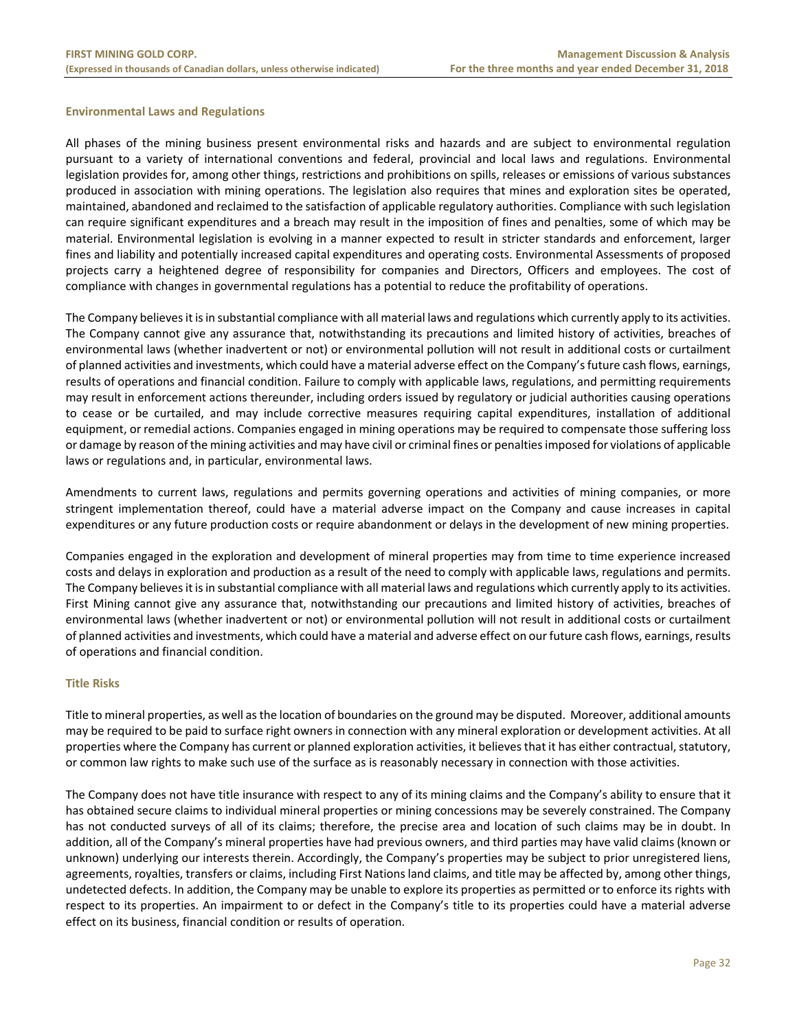### Environmental Laws and Regulations

All phases of the mining business present environmental risks and hazards and are subject to environmental regulation pursuant to a variety of international conventions and federal, provincial and local laws and regulations. Environmental legislation provides for, among other things, restrictions and prohibitions on spills, releases or emissions of various substances produced in association with mining operations. The legislation also requires that mines and exploration sites be operated, maintained, abandoned and reclaimed to the satisfaction of applicable regulatory authorities. Compliance with such legislation can require significant expenditures and a breach may result in the imposition of fines and penalties, some of which may be material. Environmental legislation is evolving in a manner expected to result in stricter standards and enforcement, larger fines and liability and potentially increased capital expenditures and operating costs. Environmental Assessments of proposed projects carry a heightened degree of responsibility for companies and Directors, Officers and employees. The cost of compliance with changes in governmental regulations has a potential to reduce the profitability of operations.

The Company believes it is in substantial compliance with all material laws and regulations which currently apply to its activities. The Company cannot give any assurance that, notwithstanding its precautions and limited history of activities, breaches of environmental laws (whether inadvertent or not) or environmental pollution will not result in additional costs or curtailment of planned activities and investments, which could have a material adverse effect on the Company's future cash flows, earnings, results of operations and financial condition. Failure to comply with applicable laws, regulations, and permitting requirements may result in enforcement actions thereunder, including orders issued by regulatory or judicial authorities causing operations to cease or be curtailed, and may include corrective measures requiring capital expenditures, installation of additional equipment, or remedial actions. Companies engaged in mining operations may be required to compensate those suffering loss or damage by reason of the mining activities and may have civil or criminal fines or penalties imposed for violations of applicable laws or regulations and, in particular, environmental laws.

Amendments to current laws, regulations and permits governing operations and activities of mining companies, or more stringent implementation thereof, could have a material adverse impact on the Company and cause increases in capital expenditures or any future production costs or require abandonment or delays in the development of new mining properties.

Companies engaged in the exploration and development of mineral properties may from time to time experience increased costs and delays in exploration and production as a result of the need to comply with applicable laws, regulations and permits. The Company believes it is in substantial compliance with all material laws and regulations which currently apply to its activities. First Mining cannot give any assurance that, notwithstanding our precautions and limited history of activities, breaches of environmental laws (whether inadvertent or not) or environmental pollution will not result in additional costs or curtailment of planned activities and investments, which could have a material and adverse effect on our future cash flows, earnings, results of operations and financial condition.

### Title Risks

Title to mineral properties, as well as the location of boundaries on the ground may be disputed. Moreover, additional amounts may be required to be paid to surface right owners in connection with any mineral exploration or development activities. At all properties where the Company has current or planned exploration activities, it believes that it has either contractual, statutory, or common law rights to make such use of the surface as is reasonably necessary in connection with those activities.

The Company does not have title insurance with respect to any of its mining claims and the Company's ability to ensure that it has obtained secure claims to individual mineral properties or mining concessions may be severely constrained. The Company has not conducted surveys of all of its claims; therefore, the precise area and location of such claims may be in doubt. In addition, all of the Company's mineral properties have had previous owners, and third parties may have valid claims (known or unknown) underlying our interests therein. Accordingly, the Company's properties may be subject to prior unregistered liens, agreements, royalties, transfers or claims, including First Nations land claims, and title may be affected by, among other things, undetected defects. In addition, the Company may be unable to explore its properties as permitted or to enforce its rights with respect to its properties. An impairment to or defect in the Company's title to its properties could have a material adverse effect on its business, financial condition or results of operation.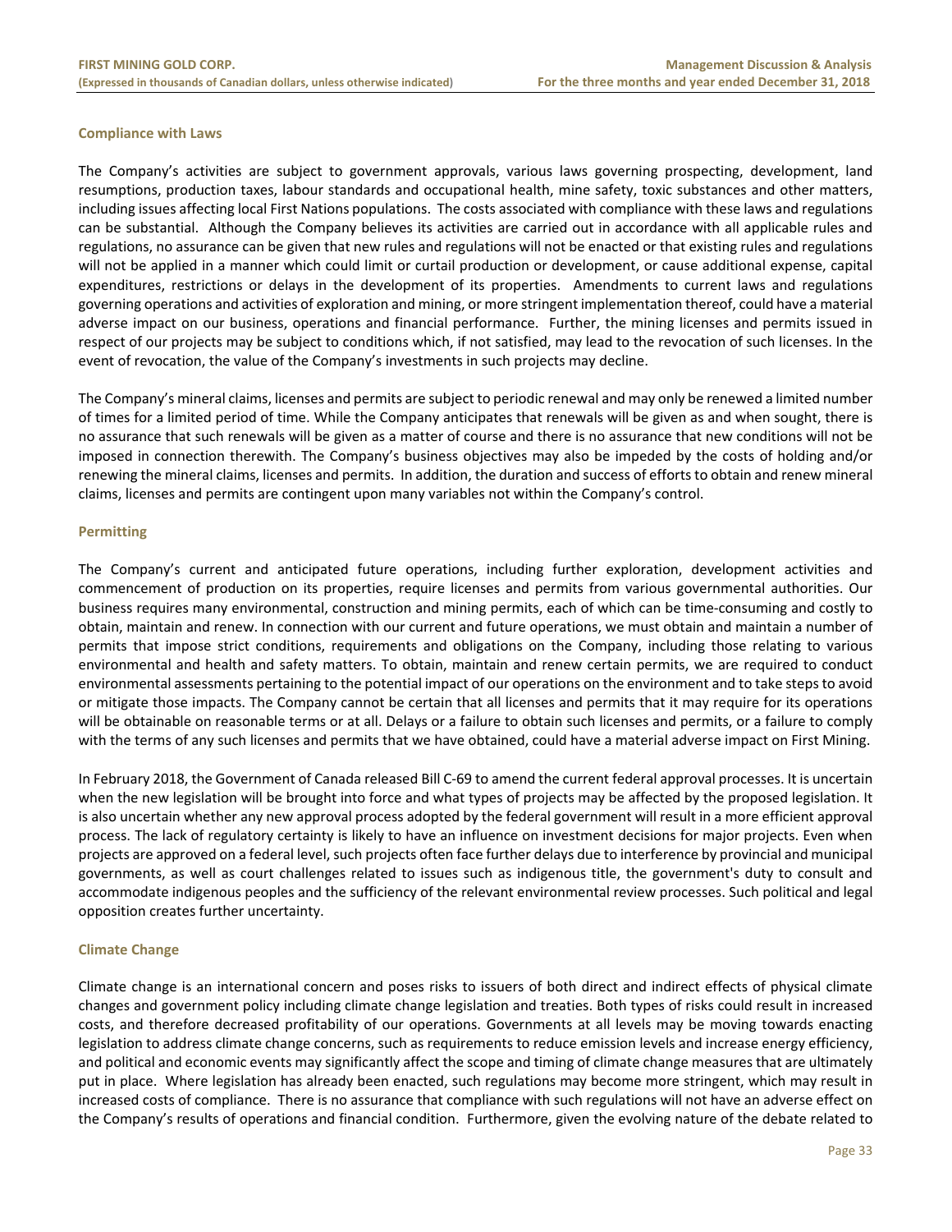### Compliance with Laws

The Company's activities are subject to government approvals, various laws governing prospecting, development, land resumptions, production taxes, labour standards and occupational health, mine safety, toxic substances and other matters, including issues affecting local First Nations populations. The costs associated with compliance with these laws and regulations can be substantial. Although the Company believes its activities are carried out in accordance with all applicable rules and regulations, no assurance can be given that new rules and regulations will not be enacted or that existing rules and regulations will not be applied in a manner which could limit or curtail production or development, or cause additional expense, capital expenditures, restrictions or delays in the development of its properties. Amendments to current laws and regulations governing operations and activities of exploration and mining, or more stringent implementation thereof, could have a material adverse impact on our business, operations and financial performance. Further, the mining licenses and permits issued in respect of our projects may be subject to conditions which, if not satisfied, may lead to the revocation of such licenses. In the event of revocation, the value of the Company's investments in such projects may decline.

The Company's mineral claims, licenses and permits are subject to periodic renewal and may only be renewed a limited number of times for a limited period of time. While the Company anticipates that renewals will be given as and when sought, there is no assurance that such renewals will be given as a matter of course and there is no assurance that new conditions will not be imposed in connection therewith. The Company's business objectives may also be impeded by the costs of holding and/or renewing the mineral claims, licenses and permits. In addition, the duration and success of efforts to obtain and renew mineral claims, licenses and permits are contingent upon many variables not within the Company's control.

### Permitting

The Company's current and anticipated future operations, including further exploration, development activities and commencement of production on its properties, require licenses and permits from various governmental authorities. Our business requires many environmental, construction and mining permits, each of which can be time-consuming and costly to obtain, maintain and renew. In connection with our current and future operations, we must obtain and maintain a number of permits that impose strict conditions, requirements and obligations on the Company, including those relating to various environmental and health and safety matters. To obtain, maintain and renew certain permits, we are required to conduct environmental assessments pertaining to the potential impact of our operations on the environment and to take steps to avoid or mitigate those impacts. The Company cannot be certain that all licenses and permits that it may require for its operations will be obtainable on reasonable terms or at all. Delays or a failure to obtain such licenses and permits, or a failure to comply with the terms of any such licenses and permits that we have obtained, could have a material adverse impact on First Mining.

In February 2018, the Government of Canada released Bill C-69 to amend the current federal approval processes. It is uncertain when the new legislation will be brought into force and what types of projects may be affected by the proposed legislation. It is also uncertain whether any new approval process adopted by the federal government will result in a more efficient approval process. The lack of regulatory certainty is likely to have an influence on investment decisions for major projects. Even when projects are approved on a federal level, such projects often face further delays due to interference by provincial and municipal governments, as well as court challenges related to issues such as indigenous title, the government's duty to consult and accommodate indigenous peoples and the sufficiency of the relevant environmental review processes. Such political and legal opposition creates further uncertainty.

### Climate Change

Climate change is an international concern and poses risks to issuers of both direct and indirect effects of physical climate changes and government policy including climate change legislation and treaties. Both types of risks could result in increased costs, and therefore decreased profitability of our operations. Governments at all levels may be moving towards enacting legislation to address climate change concerns, such as requirements to reduce emission levels and increase energy efficiency, and political and economic events may significantly affect the scope and timing of climate change measures that are ultimately put in place. Where legislation has already been enacted, such regulations may become more stringent, which may result in increased costs of compliance. There is no assurance that compliance with such regulations will not have an adverse effect on the Company's results of operations and financial condition. Furthermore, given the evolving nature of the debate related to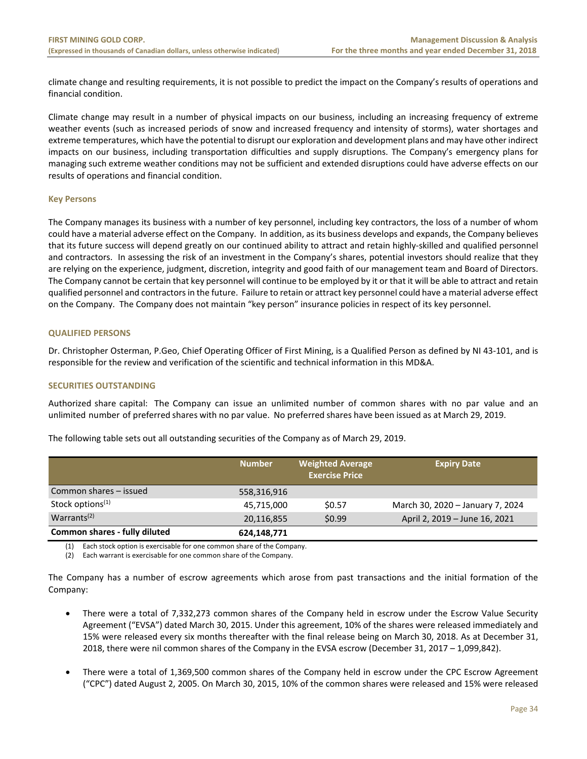climate change and resulting requirements, it is not possible to predict the impact on the Company's results of operations and financial condition.

Climate change may result in a number of physical impacts on our business, including an increasing frequency of extreme weather events (such as increased periods of snow and increased frequency and intensity of storms), water shortages and extreme temperatures, which have the potential to disrupt our exploration and development plans and may have other indirect impacts on our business, including transportation difficulties and supply disruptions. The Company's emergency plans for managing such extreme weather conditions may not be sufficient and extended disruptions could have adverse effects on our results of operations and financial condition.

### Key Persons

The Company manages its business with a number of key personnel, including key contractors, the loss of a number of whom could have a material adverse effect on the Company. In addition, as its business develops and expands, the Company believes that its future success will depend greatly on our continued ability to attract and retain highly-skilled and qualified personnel and contractors. In assessing the risk of an investment in the Company's shares, potential investors should realize that they are relying on the experience, judgment, discretion, integrity and good faith of our management team and Board of Directors. The Company cannot be certain that key personnel will continue to be employed by it or that it will be able to attract and retain qualified personnel and contractors in the future. Failure to retain or attract key personnel could have a material adverse effect on the Company. The Company does not maintain "key person" insurance policies in respect of its key personnel.

## QUALIFIED PERSONS

Dr. Christopher Osterman, P.Geo, Chief Operating Officer of First Mining, is a Qualified Person as defined by NI 43-101, and is responsible for the review and verification of the scientific and technical information in this MD&A.

## SECURITIES OUTSTANDING

Authorized share capital: The Company can issue an unlimited number of common shares with no par value and an unlimited number of preferred shares with no par value. No preferred shares have been issued as at March 29, 2019.

The following table sets out all outstanding securities of the Company as of March 29, 2019.

| | Number | Weighted Average Exercise Price | Expiry Date |
|---|---|---|---|
| Common shares – issued | 558,316,916 | | |
| Stock options[(1)] | 45,715,000 | $0.57 | March 30, 2020 – January 7, 2024 |
| Warrants[(2)] | 20,116,855 | $0.99 | April 2, 2019 – June 16, 2021 |
| **Common shares - fully diluted** | **624,148,771** | | |

(1) Each stock option is exercisable for one common share of the Company.
(2) Each warrant is exercisable for one common share of the Company.

The Company has a number of escrow agreements which arose from past transactions and the initial formation of the Company:

- There were a total of 7,332,273 common shares of the Company held in escrow under the Escrow Value Security Agreement ("EVSA") dated March 30, 2015. Under this agreement, 10% of the shares were released immediately and 15% were released every six months thereafter with the final release being on March 30, 2018. As at December 31, 2018, there were nil common shares of the Company in the EVSA escrow (December 31, 2017 – 1,099,842).

- There were a total of 1,369,500 common shares of the Company held in escrow under the CPC Escrow Agreement ("CPC") dated August 2, 2005. On March 30, 2015, 10% of the common shares were released and 15% were released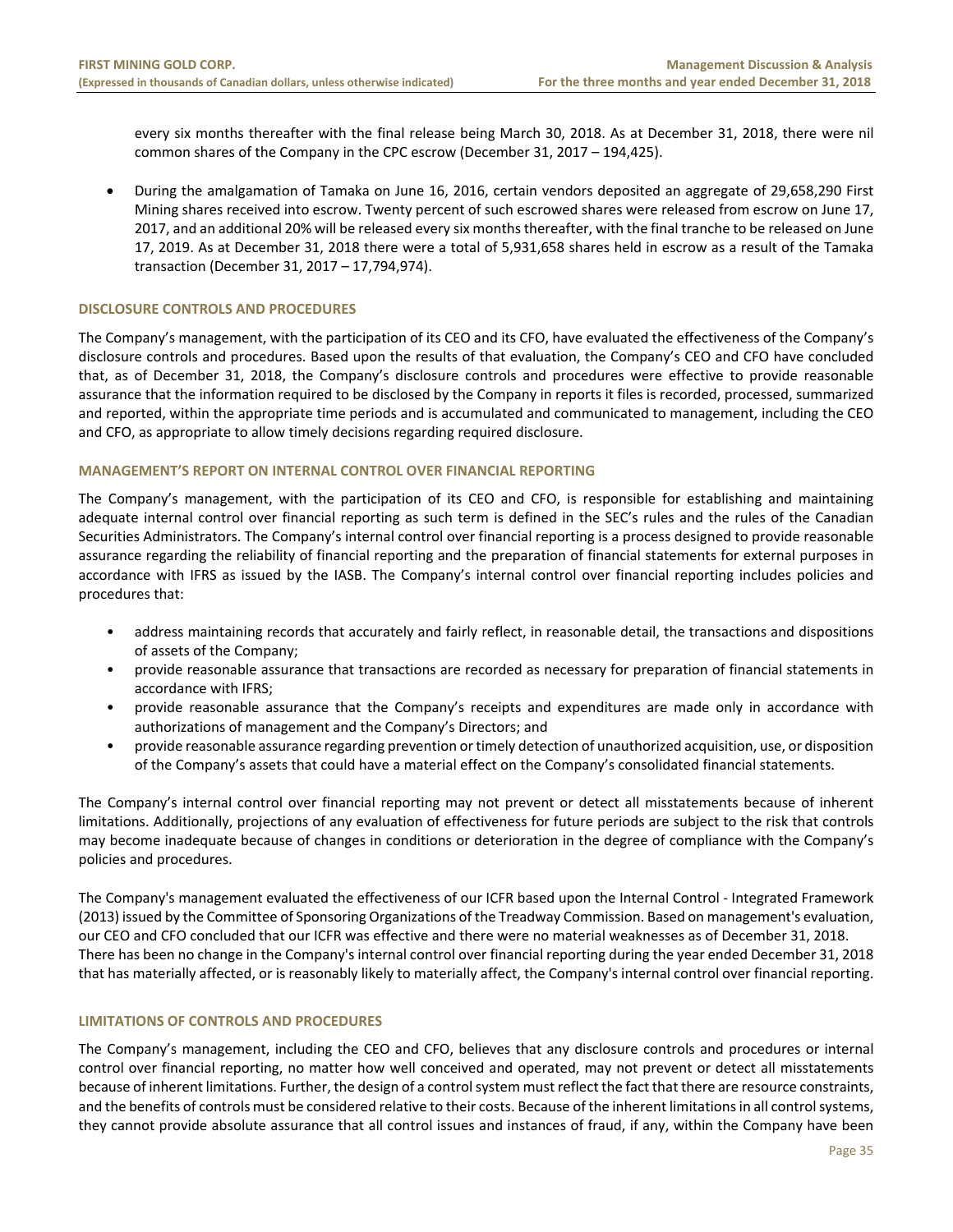every six months thereafter with the final release being March 30, 2018. As at December 31, 2018, there were nil common shares of the Company in the CPC escrow (December 31, 2017 – 194,425).

- During the amalgamation of Tamaka on June 16, 2016, certain vendors deposited an aggregate of 29,658,290 First Mining shares received into escrow. Twenty percent of such escrowed shares were released from escrow on June 17, 2017, and an additional 20% will be released every six months thereafter, with the final tranche to be released on June 17, 2019. As at December 31, 2018 there were a total of 5,931,658 shares held in escrow as a result of the Tamaka transaction (December 31, 2017 – 17,794,974).

## DISCLOSURE CONTROLS AND PROCEDURES

The Company's management, with the participation of its CEO and its CFO, have evaluated the effectiveness of the Company's disclosure controls and procedures. Based upon the results of that evaluation, the Company's CEO and CFO have concluded that, as of December 31, 2018, the Company's disclosure controls and procedures were effective to provide reasonable assurance that the information required to be disclosed by the Company in reports it files is recorded, processed, summarized and reported, within the appropriate time periods and is accumulated and communicated to management, including the CEO and CFO, as appropriate to allow timely decisions regarding required disclosure.

## MANAGEMENT'S REPORT ON INTERNAL CONTROL OVER FINANCIAL REPORTING

The Company's management, with the participation of its CEO and CFO, is responsible for establishing and maintaining adequate internal control over financial reporting as such term is defined in the SEC's rules and the rules of the Canadian Securities Administrators. The Company's internal control over financial reporting is a process designed to provide reasonable assurance regarding the reliability of financial reporting and the preparation of financial statements for external purposes in accordance with IFRS as issued by the IASB. The Company's internal control over financial reporting includes policies and procedures that:

- address maintaining records that accurately and fairly reflect, in reasonable detail, the transactions and dispositions of assets of the Company;
- provide reasonable assurance that transactions are recorded as necessary for preparation of financial statements in accordance with IFRS;
- provide reasonable assurance that the Company's receipts and expenditures are made only in accordance with authorizations of management and the Company's Directors; and
- provide reasonable assurance regarding prevention or timely detection of unauthorized acquisition, use, or disposition of the Company's assets that could have a material effect on the Company's consolidated financial statements.

The Company's internal control over financial reporting may not prevent or detect all misstatements because of inherent limitations. Additionally, projections of any evaluation of effectiveness for future periods are subject to the risk that controls may become inadequate because of changes in conditions or deterioration in the degree of compliance with the Company's policies and procedures.

The Company's management evaluated the effectiveness of our ICFR based upon the Internal Control - Integrated Framework (2013) issued by the Committee of Sponsoring Organizations of the Treadway Commission. Based on management's evaluation, our CEO and CFO concluded that our ICFR was effective and there were no material weaknesses as of December 31, 2018.
There has been no change in the Company's internal control over financial reporting during the year ended December 31, 2018 that has materially affected, or is reasonably likely to materially affect, the Company's internal control over financial reporting.

## LIMITATIONS OF CONTROLS AND PROCEDURES

The Company's management, including the CEO and CFO, believes that any disclosure controls and procedures or internal control over financial reporting, no matter how well conceived and operated, may not prevent or detect all misstatements because of inherent limitations. Further, the design of a control system must reflect the fact that there are resource constraints, and the benefits of controls must be considered relative to their costs. Because of the inherent limitations in all control systems, they cannot provide absolute assurance that all control issues and instances of fraud, if any, within the Company have been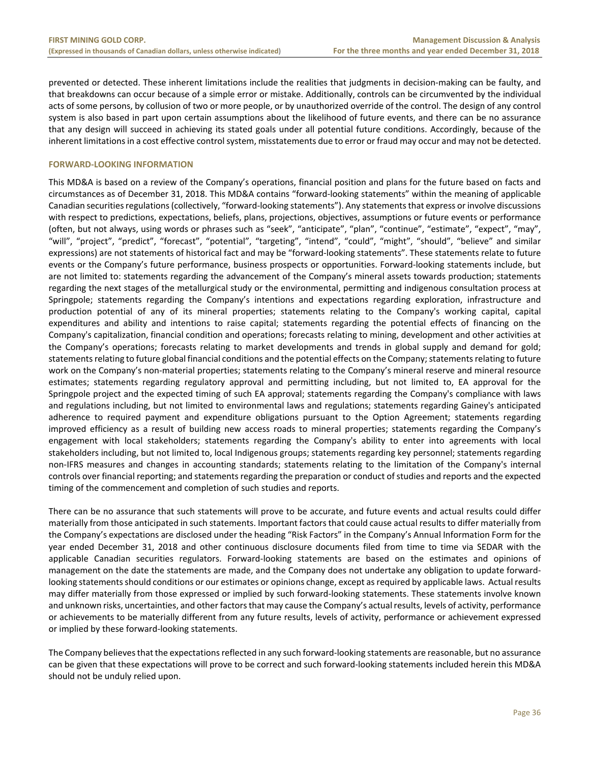prevented or detected. These inherent limitations include the realities that judgments in decision-making can be faulty, and that breakdowns can occur because of a simple error or mistake. Additionally, controls can be circumvented by the individual acts of some persons, by collusion of two or more people, or by unauthorized override of the control. The design of any control system is also based in part upon certain assumptions about the likelihood of future events, and there can be no assurance that any design will succeed in achieving its stated goals under all potential future conditions. Accordingly, because of the inherent limitations in a cost effective control system, misstatements due to error or fraud may occur and may not be detected.

## FORWARD-LOOKING INFORMATION

This MD&A is based on a review of the Company's operations, financial position and plans for the future based on facts and circumstances as of December 31, 2018. This MD&A contains "forward-looking statements" within the meaning of applicable Canadian securities regulations (collectively, "forward-looking statements"). Any statements that express or involve discussions with respect to predictions, expectations, beliefs, plans, projections, objectives, assumptions or future events or performance (often, but not always, using words or phrases such as "seek", "anticipate", "plan", "continue", "estimate", "expect", "may", "will", "project", "predict", "forecast", "potential", "targeting", "intend", "could", "might", "should", "believe" and similar expressions) are not statements of historical fact and may be "forward-looking statements". These statements relate to future events or the Company's future performance, business prospects or opportunities. Forward-looking statements include, but are not limited to: statements regarding the advancement of the Company's mineral assets towards production; statements regarding the next stages of the metallurgical study or the environmental, permitting and indigenous consultation process at Springpole; statements regarding the Company's intentions and expectations regarding exploration, infrastructure and production potential of any of its mineral properties; statements relating to the Company's working capital, capital expenditures and ability and intentions to raise capital; statements regarding the potential effects of financing on the Company's capitalization, financial condition and operations; forecasts relating to mining, development and other activities at the Company's operations; forecasts relating to market developments and trends in global supply and demand for gold; statements relating to future global financial conditions and the potential effects on the Company; statements relating to future work on the Company's non-material properties; statements relating to the Company's mineral reserve and mineral resource estimates; statements regarding regulatory approval and permitting including, but not limited to, EA approval for the Springpole project and the expected timing of such EA approval; statements regarding the Company's compliance with laws and regulations including, but not limited to environmental laws and regulations; statements regarding Gainey's anticipated adherence to required payment and expenditure obligations pursuant to the Option Agreement; statements regarding improved efficiency as a result of building new access roads to mineral properties; statements regarding the Company's engagement with local stakeholders; statements regarding the Company's ability to enter into agreements with local stakeholders including, but not limited to, local Indigenous groups; statements regarding key personnel; statements regarding non-IFRS measures and changes in accounting standards; statements relating to the limitation of the Company's internal controls over financial reporting; and statements regarding the preparation or conduct of studies and reports and the expected timing of the commencement and completion of such studies and reports.

There can be no assurance that such statements will prove to be accurate, and future events and actual results could differ materially from those anticipated in such statements. Important factors that could cause actual results to differ materially from the Company's expectations are disclosed under the heading "Risk Factors" in the Company's Annual Information Form for the year ended December 31, 2018 and other continuous disclosure documents filed from time to time via SEDAR with the applicable Canadian securities regulators. Forward-looking statements are based on the estimates and opinions of management on the date the statements are made, and the Company does not undertake any obligation to update forward-looking statements should conditions or our estimates or opinions change, except as required by applicable laws. Actual results may differ materially from those expressed or implied by such forward-looking statements. These statements involve known and unknown risks, uncertainties, and other factors that may cause the Company's actual results, levels of activity, performance or achievements to be materially different from any future results, levels of activity, performance or achievement expressed or implied by these forward-looking statements.

The Company believes that the expectations reflected in any such forward-looking statements are reasonable, but no assurance can be given that these expectations will prove to be correct and such forward-looking statements included herein this MD&A should not be unduly relied upon.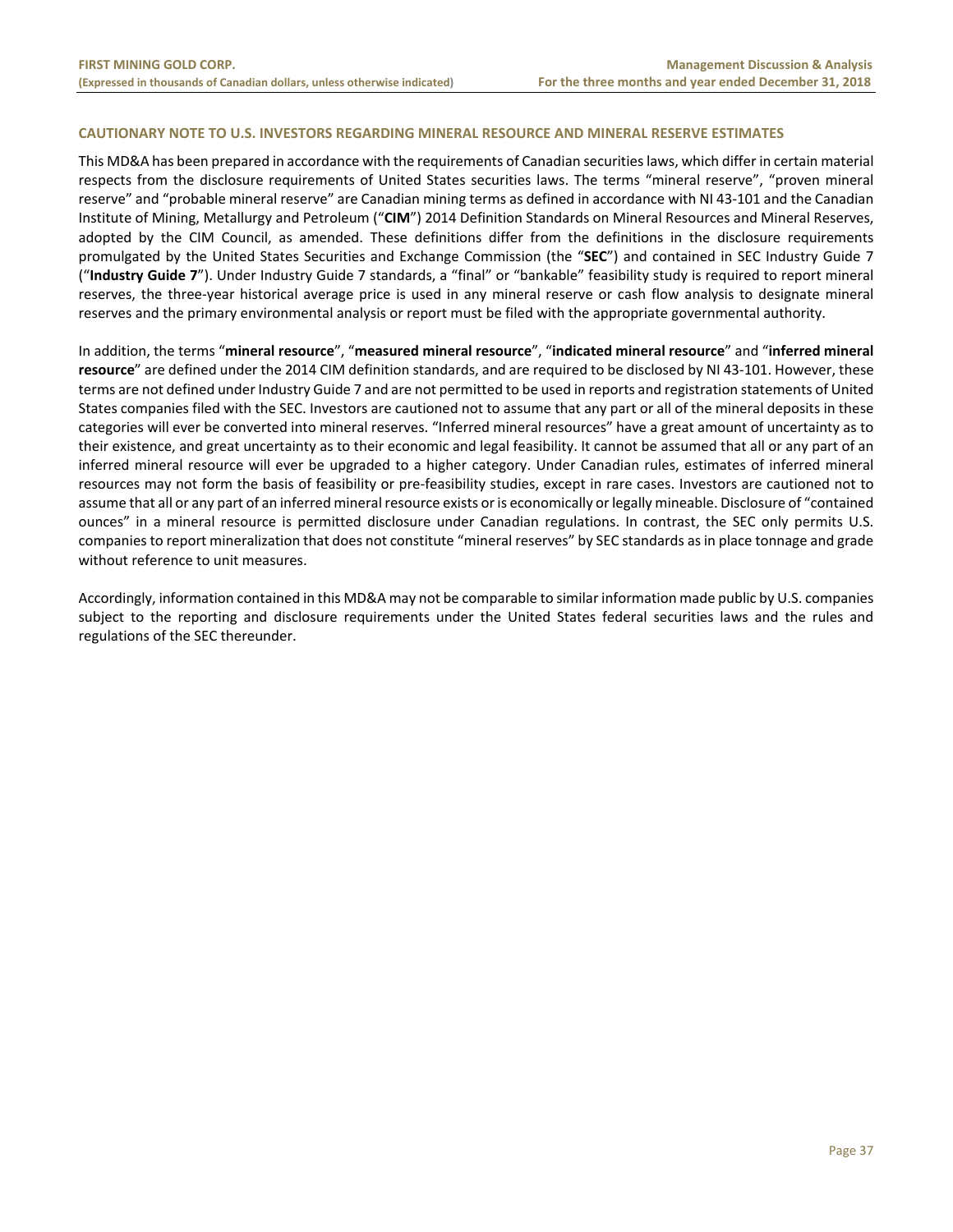## CAUTIONARY NOTE TO U.S. INVESTORS REGARDING MINERAL RESOURCE AND MINERAL RESERVE ESTIMATES

This MD&A has been prepared in accordance with the requirements of Canadian securities laws, which differ in certain material respects from the disclosure requirements of United States securities laws. The terms "mineral reserve", "proven mineral reserve" and "probable mineral reserve" are Canadian mining terms as defined in accordance with NI 43-101 and the Canadian Institute of Mining, Metallurgy and Petroleum ("**CIM**") 2014 Definition Standards on Mineral Resources and Mineral Reserves, adopted by the CIM Council, as amended. These definitions differ from the definitions in the disclosure requirements promulgated by the United States Securities and Exchange Commission (the "**SEC**") and contained in SEC Industry Guide 7 ("**Industry Guide 7**"). Under Industry Guide 7 standards, a "final" or "bankable" feasibility study is required to report mineral reserves, the three-year historical average price is used in any mineral reserve or cash flow analysis to designate mineral reserves and the primary environmental analysis or report must be filed with the appropriate governmental authority.

In addition, the terms "**mineral resource**", "**measured mineral resource**", "**indicated mineral resource**" and "**inferred mineral resource**" are defined under the 2014 CIM definition standards, and are required to be disclosed by NI 43-101. However, these terms are not defined under Industry Guide 7 and are not permitted to be used in reports and registration statements of United States companies filed with the SEC. Investors are cautioned not to assume that any part or all of the mineral deposits in these categories will ever be converted into mineral reserves. "Inferred mineral resources" have a great amount of uncertainty as to their existence, and great uncertainty as to their economic and legal feasibility. It cannot be assumed that all or any part of an inferred mineral resource will ever be upgraded to a higher category. Under Canadian rules, estimates of inferred mineral resources may not form the basis of feasibility or pre-feasibility studies, except in rare cases. Investors are cautioned not to assume that all or any part of an inferred mineral resource exists or is economically or legally mineable. Disclosure of "contained ounces" in a mineral resource is permitted disclosure under Canadian regulations. In contrast, the SEC only permits U.S. companies to report mineralization that does not constitute "mineral reserves" by SEC standards as in place tonnage and grade without reference to unit measures.

Accordingly, information contained in this MD&A may not be comparable to similar information made public by U.S. companies subject to the reporting and disclosure requirements under the United States federal securities laws and the rules and regulations of the SEC thereunder.